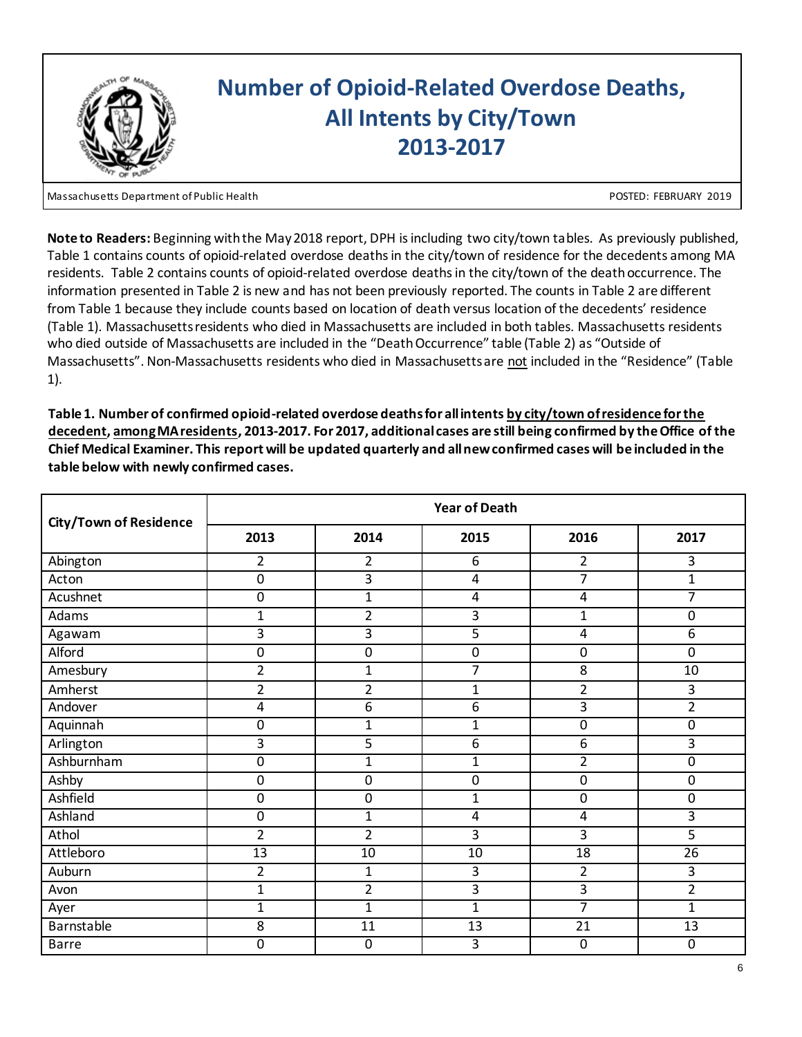# Number of Opioid-Related Overdose Deaths, All Intents by City/Town 2013-2017

Massachusetts Department of Public Health POSTED: FEBRUARY 2019

**Note to Readers:** Beginning with the May 2018 report, DPH is including two city/town tables. As previously published, Table 1 contains counts of opioid-related overdose deaths in the city/town of residence for the decedents among MA residents. Table 2 contains counts of opioid-related overdose deaths in the city/town of the death occurrence. The information presented in Table 2 is new and has not been previously reported. The counts in Table 2 are different from Table 1 because they include counts based on location of death versus location of the decedents' residence (Table 1). Massachusetts residents who died in Massachusetts are included in both tables. Massachusetts residents who died outside of Massachusetts are included in the "Death Occurrence" table (Table 2) as "Outside of Massachusetts". Non-Massachusetts residents who died in Massachusetts are not included in the "Residence" (Table 1).

**Table 1. Number of confirmed opioid-related overdose deaths for all intents by city/town of residence for the decedent, among MA residents, 2013-2017. For 2017, additional cases are still being confirmed by the Office of the Chief Medical Examiner. This report will be updated quarterly and all new confirmed cases will be included in the table below with newly confirmed cases.**

| City/Town of Residence | Year of Death | | | | |
|---|---|---|---|---|---|
| | 2013 | 2014 | 2015 | 2016 | 2017 |
| Abington | 2 | 2 | 6 | 2 | 3 |
| Acton | 0 | 3 | 4 | 7 | 1 |
| Acushnet | 0 | 1 | 4 | 4 | 7 |
| Adams | 1 | 2 | 3 | 1 | 0 |
| Agawam | 3 | 3 | 5 | 4 | 6 |
| Alford | 0 | 0 | 0 | 0 | 0 |
| Amesbury | 2 | 1 | 7 | 8 | 10 |
| Amherst | 2 | 2 | 1 | 2 | 3 |
| Andover | 4 | 6 | 6 | 3 | 2 |
| Aquinnah | 0 | 1 | 1 | 0 | 0 |
| Arlington | 3 | 5 | 6 | 6 | 3 |
| Ashburnham | 0 | 1 | 1 | 2 | 0 |
| Ashby | 0 | 0 | 0 | 0 | 0 |
| Ashfield | 0 | 0 | 1 | 0 | 0 |
| Ashland | 0 | 1 | 4 | 4 | 3 |
| Athol | 2 | 2 | 3 | 3 | 5 |
| Attleboro | 13 | 10 | 10 | 18 | 26 |
| Auburn | 2 | 1 | 3 | 2 | 3 |
| Avon | 1 | 2 | 3 | 3 | 2 |
| Ayer | 1 | 1 | 1 | 7 | 1 |
| Barnstable | 8 | 11 | 13 | 21 | 13 |
| Barre | 0 | 0 | 3 | 0 | 0 |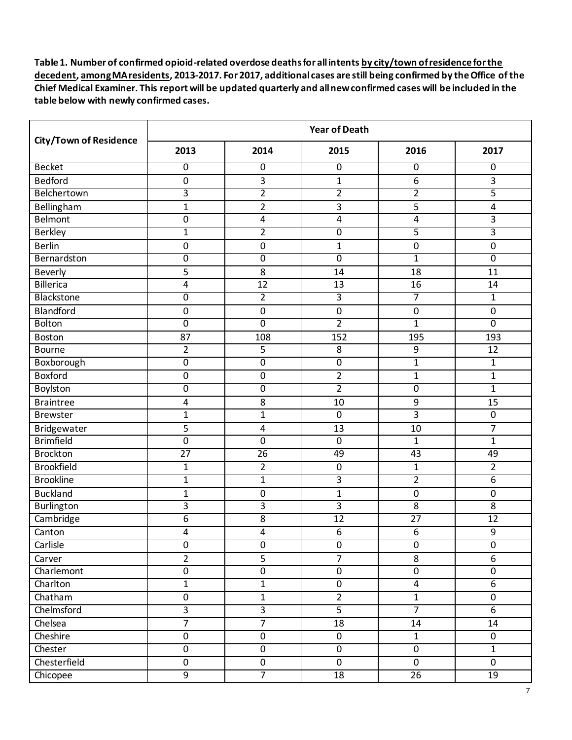**Table 1. Number of confirmed opioid-related overdose deaths for all intents by city/town of residence for the decedent, among MA residents, 2013-2017. For 2017, additional cases are still being confirmed by the Office of the Chief Medical Examiner. This report will be updated quarterly and all new confirmed cases will be included in the table below with newly confirmed cases.**

| City/Town of Residence | Year of Death | | | | |
|---|---|---|---|---|---|
| | 2013 | 2014 | 2015 | 2016 | 2017 |
| Becket | 0 | 0 | 0 | 0 | 0 |
| Bedford | 0 | 3 | 1 | 6 | 3 |
| Belchertown | 3 | 2 | 2 | 2 | 5 |
| Bellingham | 1 | 2 | 3 | 5 | 4 |
| Belmont | 0 | 4 | 4 | 4 | 3 |
| Berkley | 1 | 2 | 0 | 5 | 3 |
| Berlin | 0 | 0 | 1 | 0 | 0 |
| Bernardston | 0 | 0 | 0 | 1 | 0 |
| Beverly | 5 | 8 | 14 | 18 | 11 |
| Billerica | 4 | 12 | 13 | 16 | 14 |
| Blackstone | 0 | 2 | 3 | 7 | 1 |
| Blandford | 0 | 0 | 0 | 0 | 0 |
| Bolton | 0 | 0 | 2 | 1 | 0 |
| Boston | 87 | 108 | 152 | 195 | 193 |
| Bourne | 2 | 5 | 8 | 9 | 12 |
| Boxborough | 0 | 0 | 0 | 1 | 1 |
| Boxford | 0 | 0 | 2 | 1 | 1 |
| Boylston | 0 | 0 | 2 | 0 | 1 |
| Braintree | 4 | 8 | 10 | 9 | 15 |
| Brewster | 1 | 1 | 0 | 3 | 0 |
| Bridgewater | 5 | 4 | 13 | 10 | 7 |
| Brimfield | 0 | 0 | 0 | 1 | 1 |
| Brockton | 27 | 26 | 49 | 43 | 49 |
| Brookfield | 1 | 2 | 0 | 1 | 2 |
| Brookline | 1 | 1 | 3 | 2 | 6 |
| Buckland | 1 | 0 | 1 | 0 | 0 |
| Burlington | 3 | 3 | 3 | 8 | 8 |
| Cambridge | 6 | 8 | 12 | 27 | 12 |
| Canton | 4 | 4 | 6 | 6 | 9 |
| Carlisle | 0 | 0 | 0 | 0 | 0 |
| Carver | 2 | 5 | 7 | 8 | 6 |
| Charlemont | 0 | 0 | 0 | 0 | 0 |
| Charlton | 1 | 1 | 0 | 4 | 6 |
| Chatham | 0 | 1 | 2 | 1 | 0 |
| Chelmsford | 3 | 3 | 5 | 7 | 6 |
| Chelsea | 7 | 7 | 18 | 14 | 14 |
| Cheshire | 0 | 0 | 0 | 1 | 0 |
| Chester | 0 | 0 | 0 | 0 | 1 |
| Chesterfield | 0 | 0 | 0 | 0 | 0 |
| Chicopee | 9 | 7 | 18 | 26 | 19 |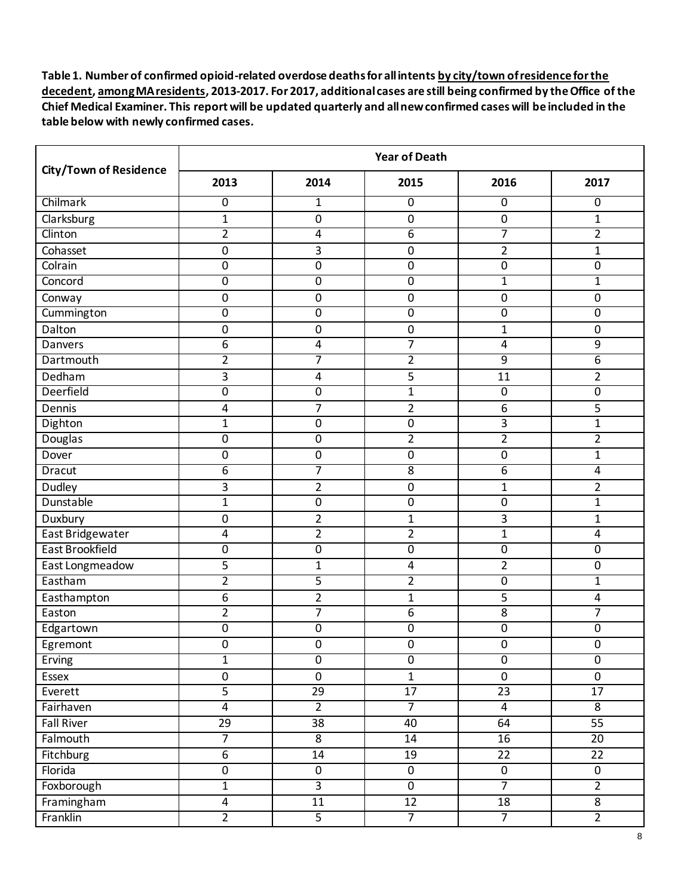**Table 1. Number of confirmed opioid-related overdose deaths for all intents by city/town of residence for the decedent, among MA residents, 2013-2017. For 2017, additional cases are still being confirmed by the Office of the Chief Medical Examiner. This report will be updated quarterly and all new confirmed cases will be included in the table below with newly confirmed cases.**

| City/Town of Residence | Year of Death | | | | |
|---|---|---|---|---|---|
| | 2013 | 2014 | 2015 | 2016 | 2017 |
| Chilmark | 0 | 1 | 0 | 0 | 0 |
| Clarksburg | 1 | 0 | 0 | 0 | 1 |
| Clinton | 2 | 4 | 6 | 7 | 2 |
| Cohasset | 0 | 3 | 0 | 2 | 1 |
| Colrain | 0 | 0 | 0 | 0 | 0 |
| Concord | 0 | 0 | 0 | 1 | 1 |
| Conway | 0 | 0 | 0 | 0 | 0 |
| Cummington | 0 | 0 | 0 | 0 | 0 |
| Dalton | 0 | 0 | 0 | 1 | 0 |
| Danvers | 6 | 4 | 7 | 4 | 9 |
| Dartmouth | 2 | 7 | 2 | 9 | 6 |
| Dedham | 3 | 4 | 5 | 11 | 2 |
| Deerfield | 0 | 0 | 1 | 0 | 0 |
| Dennis | 4 | 7 | 2 | 6 | 5 |
| Dighton | 1 | 0 | 0 | 3 | 1 |
| Douglas | 0 | 0 | 2 | 2 | 2 |
| Dover | 0 | 0 | 0 | 0 | 1 |
| Dracut | 6 | 7 | 8 | 6 | 4 |
| Dudley | 3 | 2 | 0 | 1 | 2 |
| Dunstable | 1 | 0 | 0 | 0 | 1 |
| Duxbury | 0 | 2 | 1 | 3 | 1 |
| East Bridgewater | 4 | 2 | 2 | 1 | 4 |
| East Brookfield | 0 | 0 | 0 | 0 | 0 |
| East Longmeadow | 5 | 1 | 4 | 2 | 0 |
| Eastham | 2 | 5 | 2 | 0 | 1 |
| Easthampton | 6 | 2 | 1 | 5 | 4 |
| Easton | 2 | 7 | 6 | 8 | 7 |
| Edgartown | 0 | 0 | 0 | 0 | 0 |
| Egremont | 0 | 0 | 0 | 0 | 0 |
| Erving | 1 | 0 | 0 | 0 | 0 |
| Essex | 0 | 0 | 1 | 0 | 0 |
| Everett | 5 | 29 | 17 | 23 | 17 |
| Fairhaven | 4 | 2 | 7 | 4 | 8 |
| Fall River | 29 | 38 | 40 | 64 | 55 |
| Falmouth | 7 | 8 | 14 | 16 | 20 |
| Fitchburg | 6 | 14 | 19 | 22 | 22 |
| Florida | 0 | 0 | 0 | 0 | 0 |
| Foxborough | 1 | 3 | 0 | 7 | 2 |
| Framingham | 4 | 11 | 12 | 18 | 8 |
| Franklin | 2 | 5 | 7 | 7 | 2 |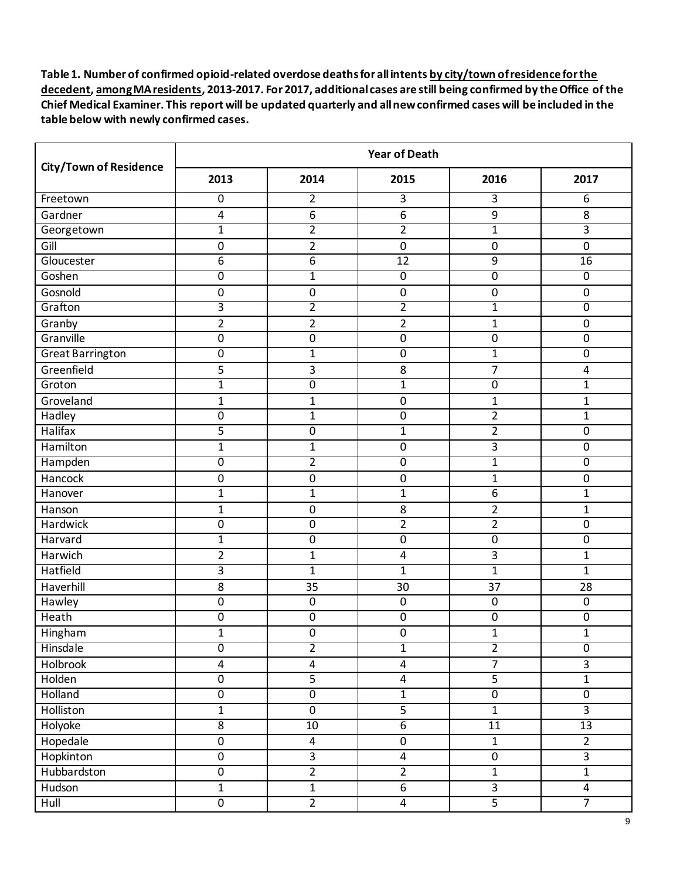**Table 1. Number of confirmed opioid-related overdose deaths for all intents by city/town of residence for the decedent, among MA residents, 2013-2017. For 2017, additional cases are still being confirmed by the Office of the Chief Medical Examiner. This report will be updated quarterly and all new confirmed cases will be included in the table below with newly confirmed cases.**

| City/Town of Residence | Year of Death | | | | |
|---|---|---|---|---|---|
| | 2013 | 2014 | 2015 | 2016 | 2017 |
| Freetown | 0 | 2 | 3 | 3 | 6 |
| Gardner | 4 | 6 | 6 | 9 | 8 |
| Georgetown | 1 | 2 | 2 | 1 | 3 |
| Gill | 0 | 2 | 0 | 0 | 0 |
| Gloucester | 6 | 6 | 12 | 9 | 16 |
| Goshen | 0 | 1 | 0 | 0 | 0 |
| Gosnold | 0 | 0 | 0 | 0 | 0 |
| Grafton | 3 | 2 | 2 | 1 | 0 |
| Granby | 2 | 2 | 2 | 1 | 0 |
| Granville | 0 | 0 | 0 | 0 | 0 |
| Great Barrington | 0 | 1 | 0 | 1 | 0 |
| Greenfield | 5 | 3 | 8 | 7 | 4 |
| Groton | 1 | 0 | 1 | 0 | 1 |
| Groveland | 1 | 1 | 0 | 1 | 1 |
| Hadley | 0 | 1 | 0 | 2 | 1 |
| Halifax | 5 | 0 | 1 | 2 | 0 |
| Hamilton | 1 | 1 | 0 | 3 | 0 |
| Hampden | 0 | 2 | 0 | 1 | 0 |
| Hancock | 0 | 0 | 0 | 1 | 0 |
| Hanover | 1 | 1 | 1 | 6 | 1 |
| Hanson | 1 | 0 | 8 | 2 | 1 |
| Hardwick | 0 | 0 | 2 | 2 | 0 |
| Harvard | 1 | 0 | 0 | 0 | 0 |
| Harwich | 2 | 1 | 4 | 3 | 1 |
| Hatfield | 3 | 1 | 1 | 1 | 1 |
| Haverhill | 8 | 35 | 30 | 37 | 28 |
| Hawley | 0 | 0 | 0 | 0 | 0 |
| Heath | 0 | 0 | 0 | 0 | 0 |
| Hingham | 1 | 0 | 0 | 1 | 1 |
| Hinsdale | 0 | 2 | 1 | 2 | 0 |
| Holbrook | 4 | 4 | 4 | 7 | 3 |
| Holden | 0 | 5 | 4 | 5 | 1 |
| Holland | 0 | 0 | 1 | 0 | 0 |
| Holliston | 1 | 0 | 5 | 1 | 3 |
| Holyoke | 8 | 10 | 6 | 11 | 13 |
| Hopedale | 0 | 4 | 0 | 1 | 2 |
| Hopkinton | 0 | 3 | 4 | 0 | 3 |
| Hubbardston | 0 | 2 | 2 | 1 | 1 |
| Hudson | 1 | 1 | 6 | 3 | 4 |
| Hull | 0 | 2 | 4 | 5 | 7 |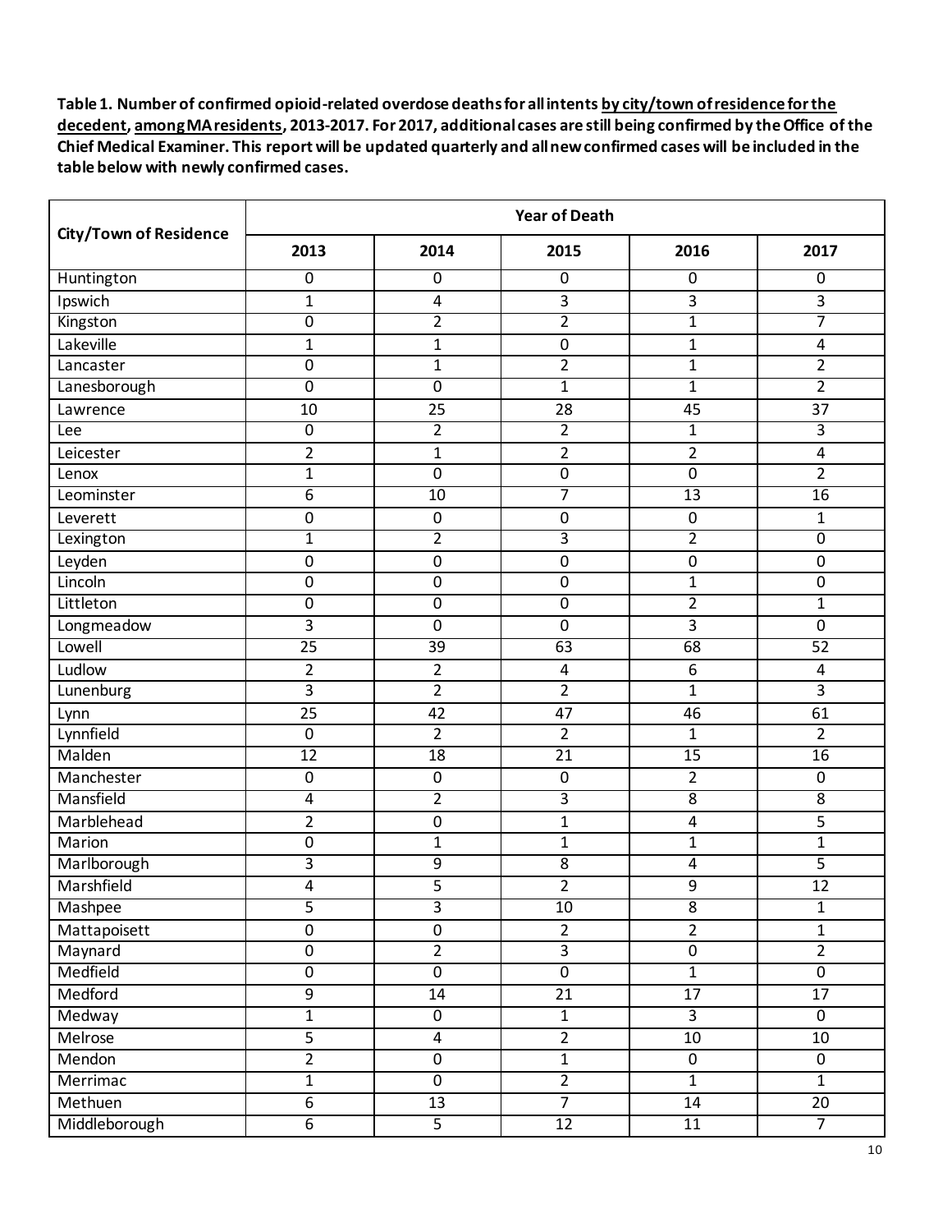**Table 1. Number of confirmed opioid-related overdose deaths for all intents by city/town of residence for the decedent, among MA residents, 2013-2017. For 2017, additional cases are still being confirmed by the Office of the Chief Medical Examiner. This report will be updated quarterly and all new confirmed cases will be included in the table below with newly confirmed cases.**

| City/Town of Residence | Year of Death | | | | |
|---|---|---|---|---|---|
| | 2013 | 2014 | 2015 | 2016 | 2017 |
| Huntington | 0 | 0 | 0 | 0 | 0 |
| Ipswich | 1 | 4 | 3 | 3 | 3 |
| Kingston | 0 | 2 | 2 | 1 | 7 |
| Lakeville | 1 | 1 | 0 | 1 | 4 |
| Lancaster | 0 | 1 | 2 | 1 | 2 |
| Lanesborough | 0 | 0 | 1 | 1 | 2 |
| Lawrence | 10 | 25 | 28 | 45 | 37 |
| Lee | 0 | 2 | 2 | 1 | 3 |
| Leicester | 2 | 1 | 2 | 2 | 4 |
| Lenox | 1 | 0 | 0 | 0 | 2 |
| Leominster | 6 | 10 | 7 | 13 | 16 |
| Leverett | 0 | 0 | 0 | 0 | 1 |
| Lexington | 1 | 2 | 3 | 2 | 0 |
| Leyden | 0 | 0 | 0 | 0 | 0 |
| Lincoln | 0 | 0 | 0 | 1 | 0 |
| Littleton | 0 | 0 | 0 | 2 | 1 |
| Longmeadow | 3 | 0 | 0 | 3 | 0 |
| Lowell | 25 | 39 | 63 | 68 | 52 |
| Ludlow | 2 | 2 | 4 | 6 | 4 |
| Lunenburg | 3 | 2 | 2 | 1 | 3 |
| Lynn | 25 | 42 | 47 | 46 | 61 |
| Lynnfield | 0 | 2 | 2 | 1 | 2 |
| Malden | 12 | 18 | 21 | 15 | 16 |
| Manchester | 0 | 0 | 0 | 2 | 0 |
| Mansfield | 4 | 2 | 3 | 8 | 8 |
| Marblehead | 2 | 0 | 1 | 4 | 5 |
| Marion | 0 | 1 | 1 | 1 | 1 |
| Marlborough | 3 | 9 | 8 | 4 | 5 |
| Marshfield | 4 | 5 | 2 | 9 | 12 |
| Mashpee | 5 | 3 | 10 | 8 | 1 |
| Mattapoisett | 0 | 0 | 2 | 2 | 1 |
| Maynard | 0 | 2 | 3 | 0 | 2 |
| Medfield | 0 | 0 | 0 | 1 | 0 |
| Medford | 9 | 14 | 21 | 17 | 17 |
| Medway | 1 | 0 | 1 | 3 | 0 |
| Melrose | 5 | 4 | 2 | 10 | 10 |
| Mendon | 2 | 0 | 1 | 0 | 0 |
| Merrimac | 1 | 0 | 2 | 1 | 1 |
| Methuen | 6 | 13 | 7 | 14 | 20 |
| Middleborough | 6 | 5 | 12 | 11 | 7 |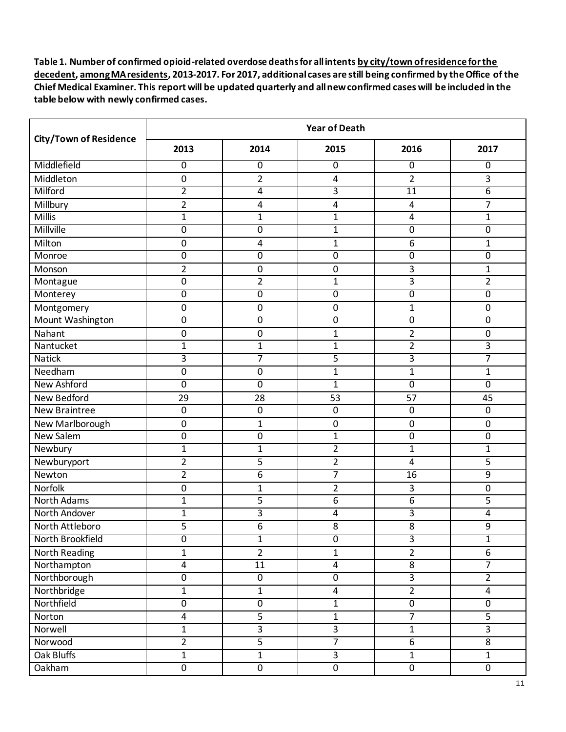**Table 1. Number of confirmed opioid-related overdose deaths for all intents by city/town of residence for the decedent, among MA residents, 2013-2017. For 2017, additional cases are still being confirmed by the Office of the Chief Medical Examiner. This report will be updated quarterly and all new confirmed cases will be included in the table below with newly confirmed cases.**

| City/Town of Residence | Year of Death | | | | |
|---|---|---|---|---|---|
| | 2013 | 2014 | 2015 | 2016 | 2017 |
| Middlefield | 0 | 0 | 0 | 0 | 0 |
| Middleton | 0 | 2 | 4 | 2 | 3 |
| Milford | 2 | 4 | 3 | 11 | 6 |
| Millbury | 2 | 4 | 4 | 4 | 7 |
| Millis | 1 | 1 | 1 | 4 | 1 |
| Millville | 0 | 0 | 1 | 0 | 0 |
| Milton | 0 | 4 | 1 | 6 | 1 |
| Monroe | 0 | 0 | 0 | 0 | 0 |
| Monson | 2 | 0 | 0 | 3 | 1 |
| Montague | 0 | 2 | 1 | 3 | 2 |
| Monterey | 0 | 0 | 0 | 0 | 0 |
| Montgomery | 0 | 0 | 0 | 1 | 0 |
| Mount Washington | 0 | 0 | 0 | 0 | 0 |
| Nahant | 0 | 0 | 1 | 2 | 0 |
| Nantucket | 1 | 1 | 1 | 2 | 3 |
| Natick | 3 | 7 | 5 | 3 | 7 |
| Needham | 0 | 0 | 1 | 1 | 1 |
| New Ashford | 0 | 0 | 1 | 0 | 0 |
| New Bedford | 29 | 28 | 53 | 57 | 45 |
| New Braintree | 0 | 0 | 0 | 0 | 0 |
| New Marlborough | 0 | 1 | 0 | 0 | 0 |
| New Salem | 0 | 0 | 1 | 0 | 0 |
| Newbury | 1 | 1 | 2 | 1 | 1 |
| Newburyport | 2 | 5 | 2 | 4 | 5 |
| Newton | 2 | 6 | 7 | 16 | 9 |
| Norfolk | 0 | 1 | 2 | 3 | 0 |
| North Adams | 1 | 5 | 6 | 6 | 5 |
| North Andover | 1 | 3 | 4 | 3 | 4 |
| North Attleboro | 5 | 6 | 8 | 8 | 9 |
| North Brookfield | 0 | 1 | 0 | 3 | 1 |
| North Reading | 1 | 2 | 1 | 2 | 6 |
| Northampton | 4 | 11 | 4 | 8 | 7 |
| Northborough | 0 | 0 | 0 | 3 | 2 |
| Northbridge | 1 | 1 | 4 | 2 | 4 |
| Northfield | 0 | 0 | 1 | 0 | 0 |
| Norton | 4 | 5 | 1 | 7 | 5 |
| Norwell | 1 | 3 | 3 | 1 | 3 |
| Norwood | 2 | 5 | 7 | 6 | 8 |
| Oak Bluffs | 1 | 1 | 3 | 1 | 1 |
| Oakham | 0 | 0 | 0 | 0 | 0 |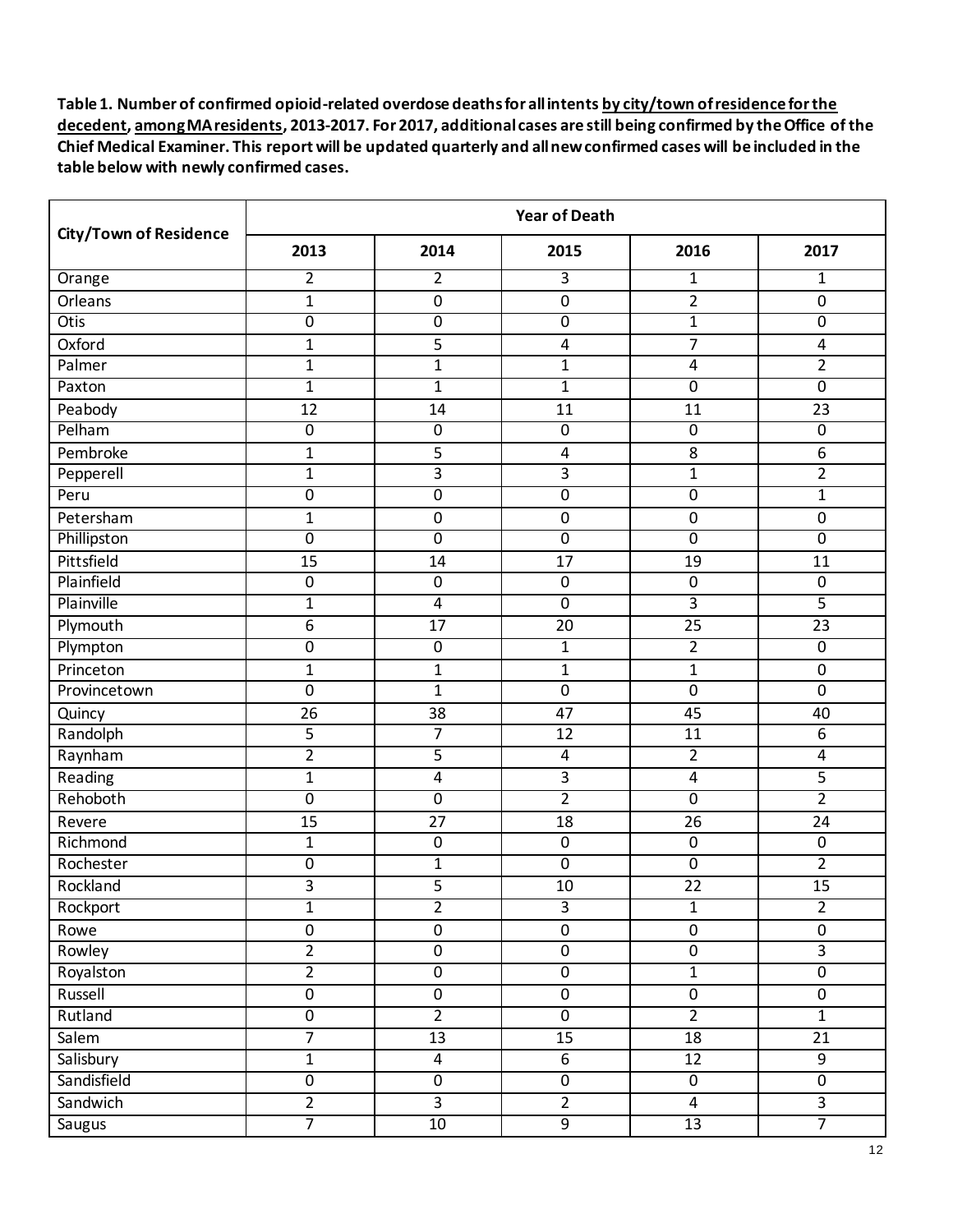**Table 1. Number of confirmed opioid-related overdose deaths for all intents by city/town of residence for the decedent, among MA residents, 2013-2017. For 2017, additional cases are still being confirmed by the Office of the Chief Medical Examiner. This report will be updated quarterly and all new confirmed cases will be included in the table below with newly confirmed cases.**

| City/Town of Residence | Year of Death | | | | |
|---|---|---|---|---|---|
| | 2013 | 2014 | 2015 | 2016 | 2017 |
| Orange | 2 | 2 | 3 | 1 | 1 |
| Orleans | 1 | 0 | 0 | 2 | 0 |
| Otis | 0 | 0 | 0 | 1 | 0 |
| Oxford | 1 | 5 | 4 | 7 | 4 |
| Palmer | 1 | 1 | 1 | 4 | 2 |
| Paxton | 1 | 1 | 1 | 0 | 0 |
| Peabody | 12 | 14 | 11 | 11 | 23 |
| Pelham | 0 | 0 | 0 | 0 | 0 |
| Pembroke | 1 | 5 | 4 | 8 | 6 |
| Pepperell | 1 | 3 | 3 | 1 | 2 |
| Peru | 0 | 0 | 0 | 0 | 1 |
| Petersham | 1 | 0 | 0 | 0 | 0 |
| Phillipston | 0 | 0 | 0 | 0 | 0 |
| Pittsfield | 15 | 14 | 17 | 19 | 11 |
| Plainfield | 0 | 0 | 0 | 0 | 0 |
| Plainville | 1 | 4 | 0 | 3 | 5 |
| Plymouth | 6 | 17 | 20 | 25 | 23 |
| Plympton | 0 | 0 | 1 | 2 | 0 |
| Princeton | 1 | 1 | 1 | 1 | 0 |
| Provincetown | 0 | 1 | 0 | 0 | 0 |
| Quincy | 26 | 38 | 47 | 45 | 40 |
| Randolph | 5 | 7 | 12 | 11 | 6 |
| Raynham | 2 | 5 | 4 | 2 | 4 |
| Reading | 1 | 4 | 3 | 4 | 5 |
| Rehoboth | 0 | 0 | 2 | 0 | 2 |
| Revere | 15 | 27 | 18 | 26 | 24 |
| Richmond | 1 | 0 | 0 | 0 | 0 |
| Rochester | 0 | 1 | 0 | 0 | 2 |
| Rockland | 3 | 5 | 10 | 22 | 15 |
| Rockport | 1 | 2 | 3 | 1 | 2 |
| Rowe | 0 | 0 | 0 | 0 | 0 |
| Rowley | 2 | 0 | 0 | 0 | 3 |
| Royalston | 2 | 0 | 0 | 1 | 0 |
| Russell | 0 | 0 | 0 | 0 | 0 |
| Rutland | 0 | 2 | 0 | 2 | 1 |
| Salem | 7 | 13 | 15 | 18 | 21 |
| Salisbury | 1 | 4 | 6 | 12 | 9 |
| Sandisfield | 0 | 0 | 0 | 0 | 0 |
| Sandwich | 2 | 3 | 2 | 4 | 3 |
| Saugus | 7 | 10 | 9 | 13 | 7 |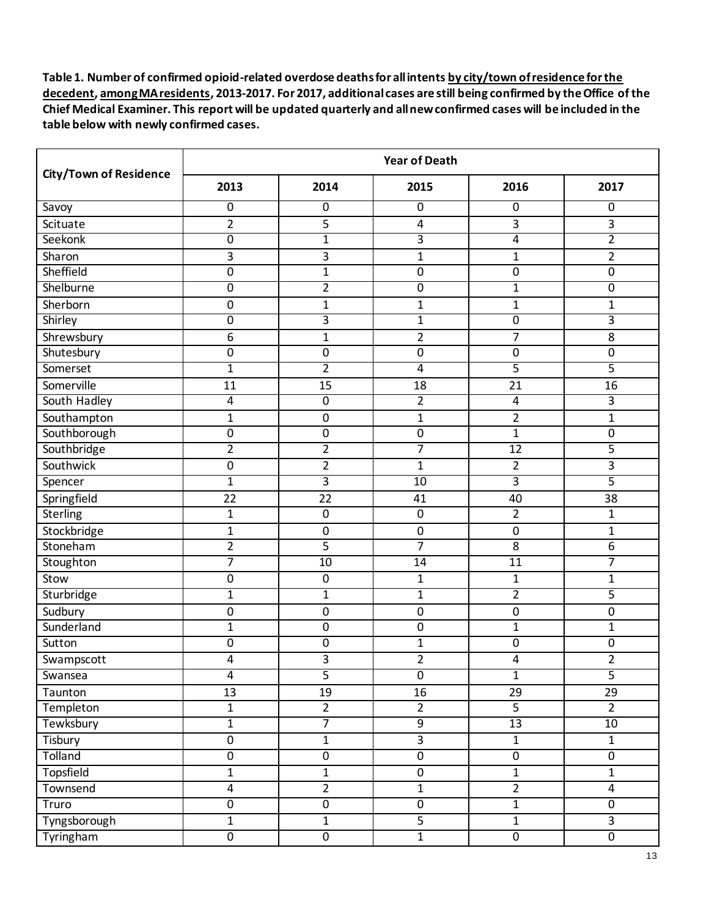**Table 1. Number of confirmed opioid-related overdose deaths for all intents by city/town of residence for the decedent, among MA residents, 2013-2017. For 2017, additional cases are still being confirmed by the Office of the Chief Medical Examiner. This report will be updated quarterly and all new confirmed cases will be included in the table below with newly confirmed cases.**

| City/Town of Residence | Year of Death | | | | |
|---|---|---|---|---|---|
| | 2013 | 2014 | 2015 | 2016 | 2017 |
| Savoy | 0 | 0 | 0 | 0 | 0 |
| Scituate | 2 | 5 | 4 | 3 | 3 |
| Seekonk | 0 | 1 | 3 | 4 | 2 |
| Sharon | 3 | 3 | 1 | 1 | 2 |
| Sheffield | 0 | 1 | 0 | 0 | 0 |
| Shelburne | 0 | 2 | 0 | 1 | 0 |
| Sherborn | 0 | 1 | 1 | 1 | 1 |
| Shirley | 0 | 3 | 1 | 0 | 3 |
| Shrewsbury | 6 | 1 | 2 | 7 | 8 |
| Shutesbury | 0 | 0 | 0 | 0 | 0 |
| Somerset | 1 | 2 | 4 | 5 | 5 |
| Somerville | 11 | 15 | 18 | 21 | 16 |
| South Hadley | 4 | 0 | 2 | 4 | 3 |
| Southampton | 1 | 0 | 1 | 2 | 1 |
| Southborough | 0 | 0 | 0 | 1 | 0 |
| Southbridge | 2 | 2 | 7 | 12 | 5 |
| Southwick | 0 | 2 | 1 | 2 | 3 |
| Spencer | 1 | 3 | 10 | 3 | 5 |
| Springfield | 22 | 22 | 41 | 40 | 38 |
| Sterling | 1 | 0 | 0 | 2 | 1 |
| Stockbridge | 1 | 0 | 0 | 0 | 1 |
| Stoneham | 2 | 5 | 7 | 8 | 6 |
| Stoughton | 7 | 10 | 14 | 11 | 7 |
| Stow | 0 | 0 | 1 | 1 | 1 |
| Sturbridge | 1 | 1 | 1 | 2 | 5 |
| Sudbury | 0 | 0 | 0 | 0 | 0 |
| Sunderland | 1 | 0 | 0 | 1 | 1 |
| Sutton | 0 | 0 | 1 | 0 | 0 |
| Swampscott | 4 | 3 | 2 | 4 | 2 |
| Swansea | 4 | 5 | 0 | 1 | 5 |
| Taunton | 13 | 19 | 16 | 29 | 29 |
| Templeton | 1 | 2 | 2 | 5 | 2 |
| Tewksbury | 1 | 7 | 9 | 13 | 10 |
| Tisbury | 0 | 1 | 3 | 1 | 1 |
| Tolland | 0 | 0 | 0 | 0 | 0 |
| Topsfield | 1 | 1 | 0 | 1 | 1 |
| Townsend | 4 | 2 | 1 | 2 | 4 |
| Truro | 0 | 0 | 0 | 1 | 0 |
| Tyngsborough | 1 | 1 | 5 | 1 | 3 |
| Tyringham | 0 | 0 | 1 | 0 | 0 |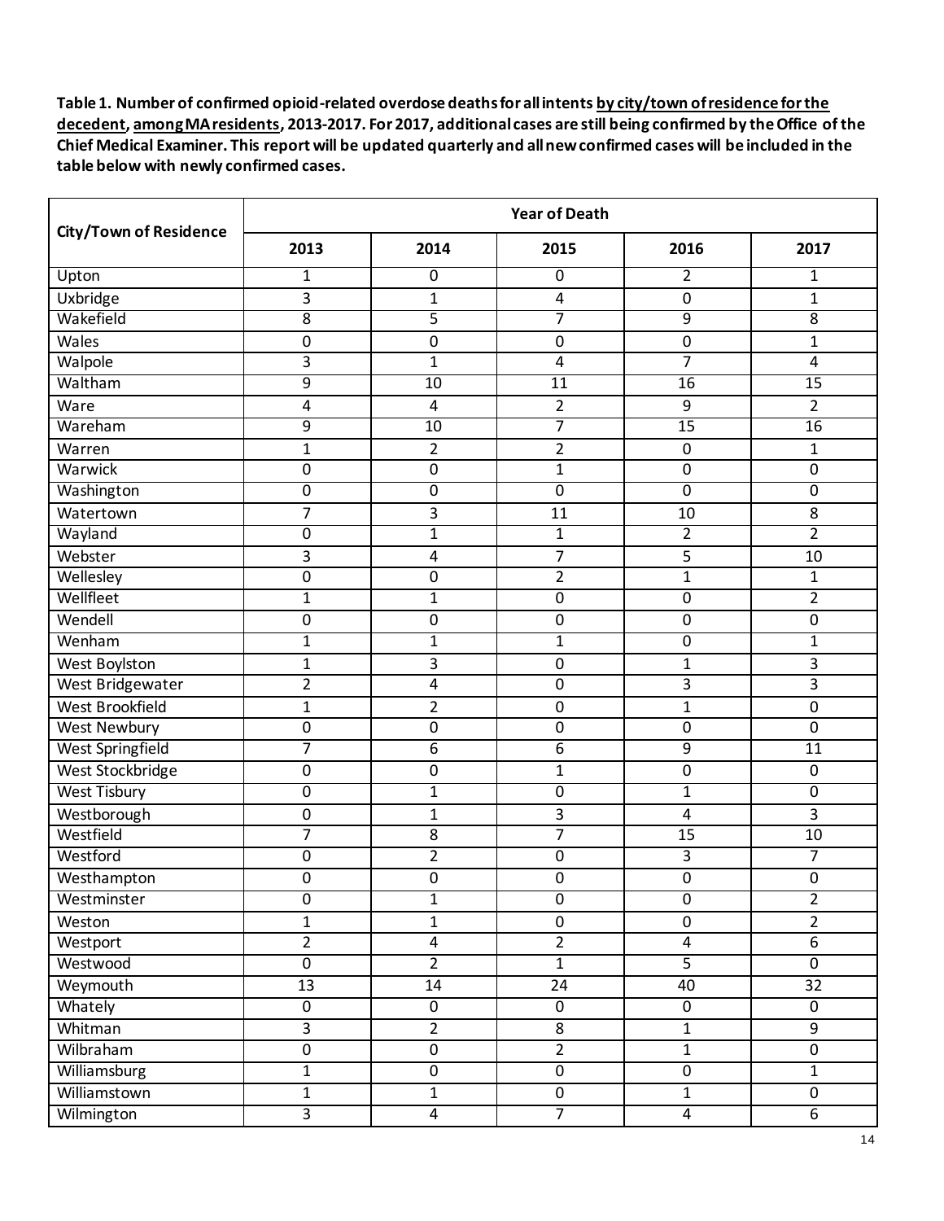**Table 1. Number of confirmed opioid-related overdose deaths for all intents by city/town of residence for the decedent, among MA residents, 2013-2017. For 2017, additional cases are still being confirmed by the Office of the Chief Medical Examiner. This report will be updated quarterly and all new confirmed cases will be included in the table below with newly confirmed cases.**

| City/Town of Residence | Year of Death | | | | |
|---|---|---|---|---|---|
| | 2013 | 2014 | 2015 | 2016 | 2017 |
| Upton | 1 | 0 | 0 | 2 | 1 |
| Uxbridge | 3 | 1 | 4 | 0 | 1 |
| Wakefield | 8 | 5 | 7 | 9 | 8 |
| Wales | 0 | 0 | 0 | 0 | 1 |
| Walpole | 3 | 1 | 4 | 7 | 4 |
| Waltham | 9 | 10 | 11 | 16 | 15 |
| Ware | 4 | 4 | 2 | 9 | 2 |
| Wareham | 9 | 10 | 7 | 15 | 16 |
| Warren | 1 | 2 | 2 | 0 | 1 |
| Warwick | 0 | 0 | 1 | 0 | 0 |
| Washington | 0 | 0 | 0 | 0 | 0 |
| Watertown | 7 | 3 | 11 | 10 | 8 |
| Wayland | 0 | 1 | 1 | 2 | 2 |
| Webster | 3 | 4 | 7 | 5 | 10 |
| Wellesley | 0 | 0 | 2 | 1 | 1 |
| Wellfleet | 1 | 1 | 0 | 0 | 2 |
| Wendell | 0 | 0 | 0 | 0 | 0 |
| Wenham | 1 | 1 | 1 | 0 | 1 |
| West Boylston | 1 | 3 | 0 | 1 | 3 |
| West Bridgewater | 2 | 4 | 0 | 3 | 3 |
| West Brookfield | 1 | 2 | 0 | 1 | 0 |
| West Newbury | 0 | 0 | 0 | 0 | 0 |
| West Springfield | 7 | 6 | 6 | 9 | 11 |
| West Stockbridge | 0 | 0 | 1 | 0 | 0 |
| West Tisbury | 0 | 1 | 0 | 1 | 0 |
| Westborough | 0 | 1 | 3 | 4 | 3 |
| Westfield | 7 | 8 | 7 | 15 | 10 |
| Westford | 0 | 2 | 0 | 3 | 7 |
| Westhampton | 0 | 0 | 0 | 0 | 0 |
| Westminster | 0 | 1 | 0 | 0 | 2 |
| Weston | 1 | 1 | 0 | 0 | 2 |
| Westport | 2 | 4 | 2 | 4 | 6 |
| Westwood | 0 | 2 | 1 | 5 | 0 |
| Weymouth | 13 | 14 | 24 | 40 | 32 |
| Whately | 0 | 0 | 0 | 0 | 0 |
| Whitman | 3 | 2 | 8 | 1 | 9 |
| Wilbraham | 0 | 0 | 2 | 1 | 0 |
| Williamsburg | 1 | 0 | 0 | 0 | 1 |
| Williamstown | 1 | 1 | 0 | 1 | 0 |
| Wilmington | 3 | 4 | 7 | 4 | 6 |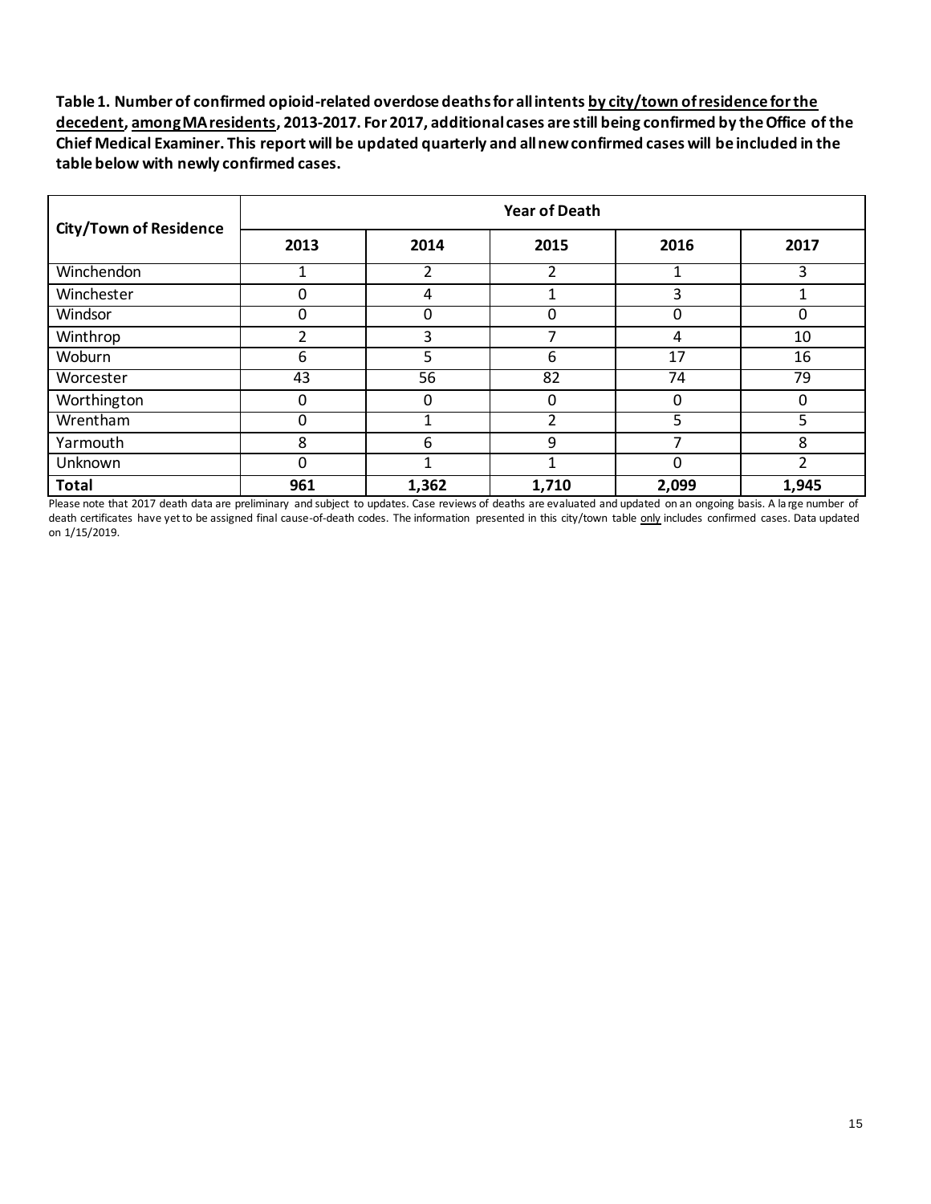**Table 1. Number of confirmed opioid-related overdose deaths for all intents by city/town of residence for the decedent, among MA residents, 2013-2017. For 2017, additional cases are still being confirmed by the Office of the Chief Medical Examiner. This report will be updated quarterly and all new confirmed cases will be included in the table below with newly confirmed cases.**

| City/Town of Residence | Year of Death | | | | |
|---|---|---|---|---|---|
| | 2013 | 2014 | 2015 | 2016 | 2017 |
| Winchendon | 1 | 2 | 2 | 1 | 3 |
| Winchester | 0 | 4 | 1 | 3 | 1 |
| Windsor | 0 | 0 | 0 | 0 | 0 |
| Winthrop | 2 | 3 | 7 | 4 | 10 |
| Woburn | 6 | 5 | 6 | 17 | 16 |
| Worcester | 43 | 56 | 82 | 74 | 79 |
| Worthington | 0 | 0 | 0 | 0 | 0 |
| Wrentham | 0 | 1 | 2 | 5 | 5 |
| Yarmouth | 8 | 6 | 9 | 7 | 8 |
| Unknown | 0 | 1 | 1 | 0 | 2 |
| **Total** | **961** | **1,362** | **1,710** | **2,099** | **1,945** |

Please note that 2017 death data are preliminary and subject to updates. Case reviews of deaths are evaluated and updated on an ongoing basis. A large number of death certificates have yet to be assigned final cause-of-death codes. The information presented in this city/town table only includes confirmed cases. Data updated on 1/15/2019.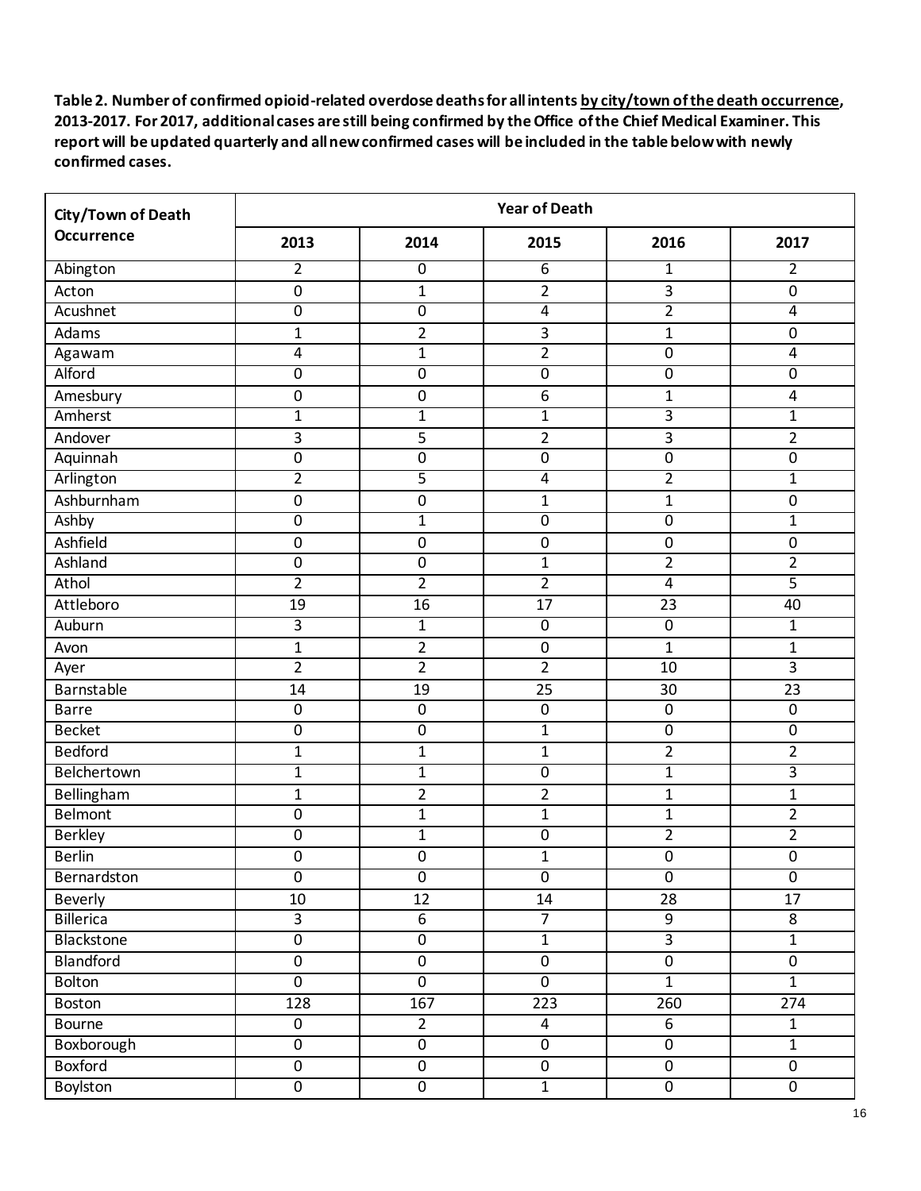**Table 2. Number of confirmed opioid-related overdose deaths for all intents by city/town of the death occurrence, 2013-2017. For 2017, additional cases are still being confirmed by the Office of the Chief Medical Examiner. This report will be updated quarterly and all new confirmed cases will be included in the table below with newly confirmed cases.**

| City/Town of Death Occurrence | Year of Death | | | | |
|---|---|---|---|---|---|
| | 2013 | 2014 | 2015 | 2016 | 2017 |
| Abington | 2 | 0 | 6 | 1 | 2 |
| Acton | 0 | 1 | 2 | 3 | 0 |
| Acushnet | 0 | 0 | 4 | 2 | 4 |
| Adams | 1 | 2 | 3 | 1 | 0 |
| Agawam | 4 | 1 | 2 | 0 | 4 |
| Alford | 0 | 0 | 0 | 0 | 0 |
| Amesbury | 0 | 0 | 6 | 1 | 4 |
| Amherst | 1 | 1 | 1 | 3 | 1 |
| Andover | 3 | 5 | 2 | 3 | 2 |
| Aquinnah | 0 | 0 | 0 | 0 | 0 |
| Arlington | 2 | 5 | 4 | 2 | 1 |
| Ashburnham | 0 | 0 | 1 | 1 | 0 |
| Ashby | 0 | 1 | 0 | 0 | 1 |
| Ashfield | 0 | 0 | 0 | 0 | 0 |
| Ashland | 0 | 0 | 1 | 2 | 2 |
| Athol | 2 | 2 | 2 | 4 | 5 |
| Attleboro | 19 | 16 | 17 | 23 | 40 |
| Auburn | 3 | 1 | 0 | 0 | 1 |
| Avon | 1 | 2 | 0 | 1 | 1 |
| Ayer | 2 | 2 | 2 | 10 | 3 |
| Barnstable | 14 | 19 | 25 | 30 | 23 |
| Barre | 0 | 0 | 0 | 0 | 0 |
| Becket | 0 | 0 | 1 | 0 | 0 |
| Bedford | 1 | 1 | 1 | 2 | 2 |
| Belchertown | 1 | 1 | 0 | 1 | 3 |
| Bellingham | 1 | 2 | 2 | 1 | 1 |
| Belmont | 0 | 1 | 1 | 1 | 2 |
| Berkley | 0 | 1 | 0 | 2 | 2 |
| Berlin | 0 | 0 | 1 | 0 | 0 |
| Bernardston | 0 | 0 | 0 | 0 | 0 |
| Beverly | 10 | 12 | 14 | 28 | 17 |
| Billerica | 3 | 6 | 7 | 9 | 8 |
| Blackstone | 0 | 0 | 1 | 3 | 1 |
| Blandford | 0 | 0 | 0 | 0 | 0 |
| Bolton | 0 | 0 | 0 | 1 | 1 |
| Boston | 128 | 167 | 223 | 260 | 274 |
| Bourne | 0 | 2 | 4 | 6 | 1 |
| Boxborough | 0 | 0 | 0 | 0 | 1 |
| Boxford | 0 | 0 | 0 | 0 | 0 |
| Boylston | 0 | 0 | 1 | 0 | 0 |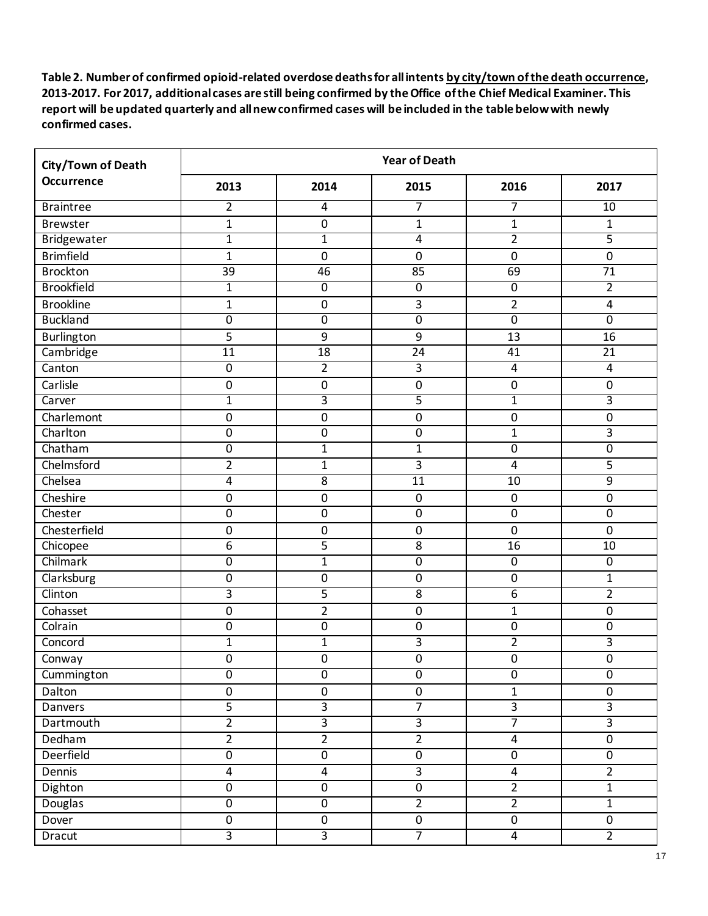**Table 2. Number of confirmed opioid-related overdose deaths for all intents by city/town of the death occurrence, 2013-2017. For 2017, additional cases are still being confirmed by the Office of the Chief Medical Examiner. This report will be updated quarterly and all new confirmed cases will be included in the table below with newly confirmed cases.**

| City/Town of Death Occurrence | Year of Death | | | | |
|---|---|---|---|---|---|
| | 2013 | 2014 | 2015 | 2016 | 2017 |
| Braintree | 2 | 4 | 7 | 7 | 10 |
| Brewster | 1 | 0 | 1 | 1 | 1 |
| Bridgewater | 1 | 1 | 4 | 2 | 5 |
| Brimfield | 1 | 0 | 0 | 0 | 0 |
| Brockton | 39 | 46 | 85 | 69 | 71 |
| Brookfield | 1 | 0 | 0 | 0 | 2 |
| Brookline | 1 | 0 | 3 | 2 | 4 |
| Buckland | 0 | 0 | 0 | 0 | 0 |
| Burlington | 5 | 9 | 9 | 13 | 16 |
| Cambridge | 11 | 18 | 24 | 41 | 21 |
| Canton | 0 | 2 | 3 | 4 | 4 |
| Carlisle | 0 | 0 | 0 | 0 | 0 |
| Carver | 1 | 3 | 5 | 1 | 3 |
| Charlemont | 0 | 0 | 0 | 0 | 0 |
| Charlton | 0 | 0 | 0 | 1 | 3 |
| Chatham | 0 | 1 | 1 | 0 | 0 |
| Chelmsford | 2 | 1 | 3 | 4 | 5 |
| Chelsea | 4 | 8 | 11 | 10 | 9 |
| Cheshire | 0 | 0 | 0 | 0 | 0 |
| Chester | 0 | 0 | 0 | 0 | 0 |
| Chesterfield | 0 | 0 | 0 | 0 | 0 |
| Chicopee | 6 | 5 | 8 | 16 | 10 |
| Chilmark | 0 | 1 | 0 | 0 | 0 |
| Clarksburg | 0 | 0 | 0 | 0 | 1 |
| Clinton | 3 | 5 | 8 | 6 | 2 |
| Cohasset | 0 | 2 | 0 | 1 | 0 |
| Colrain | 0 | 0 | 0 | 0 | 0 |
| Concord | 1 | 1 | 3 | 2 | 3 |
| Conway | 0 | 0 | 0 | 0 | 0 |
| Cummington | 0 | 0 | 0 | 0 | 0 |
| Dalton | 0 | 0 | 0 | 1 | 0 |
| Danvers | 5 | 3 | 7 | 3 | 3 |
| Dartmouth | 2 | 3 | 3 | 7 | 3 |
| Dedham | 2 | 2 | 2 | 4 | 0 |
| Deerfield | 0 | 0 | 0 | 0 | 0 |
| Dennis | 4 | 4 | 3 | 4 | 2 |
| Dighton | 0 | 0 | 0 | 2 | 1 |
| Douglas | 0 | 0 | 2 | 2 | 1 |
| Dover | 0 | 0 | 0 | 0 | 0 |
| Dracut | 3 | 3 | 7 | 4 | 2 |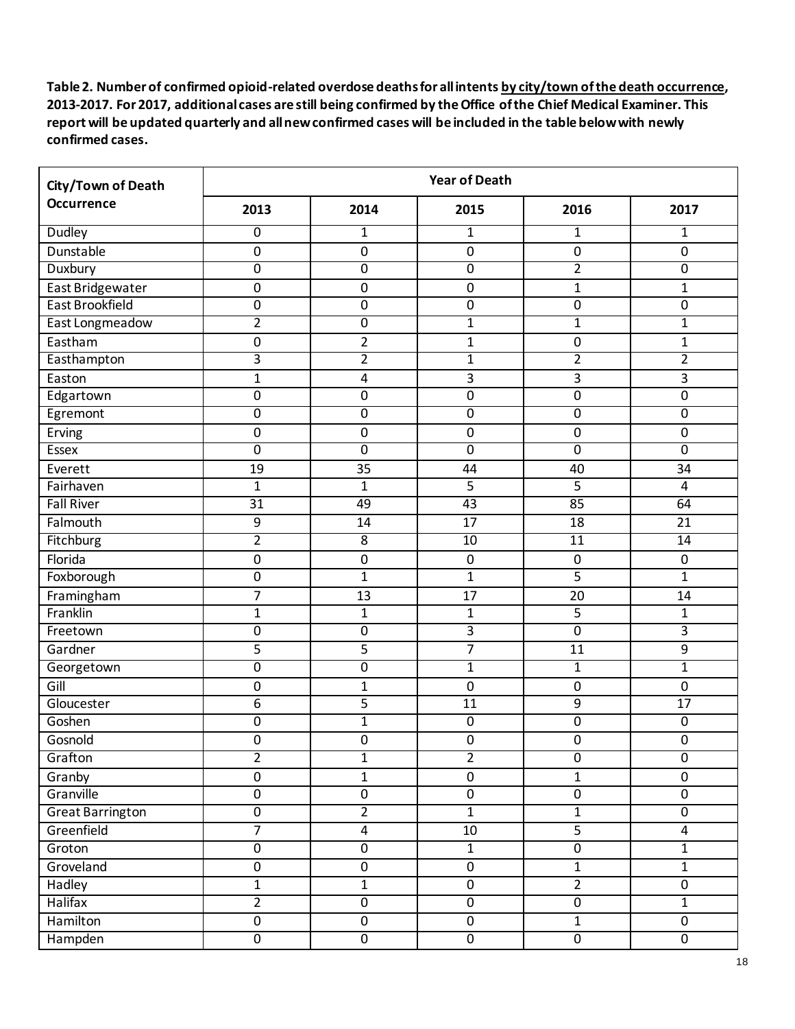**Table 2. Number of confirmed opioid-related overdose deaths for all intents by city/town of the death occurrence, 2013-2017. For 2017, additional cases are still being confirmed by the Office of the Chief Medical Examiner. This report will be updated quarterly and all new confirmed cases will be included in the table below with newly confirmed cases.**

| City/Town of Death Occurrence | Year of Death | | | | |
|---|---|---|---|---|---|
| | 2013 | 2014 | 2015 | 2016 | 2017 |
| Dudley | 0 | 1 | 1 | 1 | 1 |
| Dunstable | 0 | 0 | 0 | 0 | 0 |
| Duxbury | 0 | 0 | 0 | 2 | 0 |
| East Bridgewater | 0 | 0 | 0 | 1 | 1 |
| East Brookfield | 0 | 0 | 0 | 0 | 0 |
| East Longmeadow | 2 | 0 | 1 | 1 | 1 |
| Eastham | 0 | 2 | 1 | 0 | 1 |
| Easthampton | 3 | 2 | 1 | 2 | 2 |
| Easton | 1 | 4 | 3 | 3 | 3 |
| Edgartown | 0 | 0 | 0 | 0 | 0 |
| Egremont | 0 | 0 | 0 | 0 | 0 |
| Erving | 0 | 0 | 0 | 0 | 0 |
| Essex | 0 | 0 | 0 | 0 | 0 |
| Everett | 19 | 35 | 44 | 40 | 34 |
| Fairhaven | 1 | 1 | 5 | 5 | 4 |
| Fall River | 31 | 49 | 43 | 85 | 64 |
| Falmouth | 9 | 14 | 17 | 18 | 21 |
| Fitchburg | 2 | 8 | 10 | 11 | 14 |
| Florida | 0 | 0 | 0 | 0 | 0 |
| Foxborough | 0 | 1 | 1 | 5 | 1 |
| Framingham | 7 | 13 | 17 | 20 | 14 |
| Franklin | 1 | 1 | 1 | 5 | 1 |
| Freetown | 0 | 0 | 3 | 0 | 3 |
| Gardner | 5 | 5 | 7 | 11 | 9 |
| Georgetown | 0 | 0 | 1 | 1 | 1 |
| Gill | 0 | 1 | 0 | 0 | 0 |
| Gloucester | 6 | 5 | 11 | 9 | 17 |
| Goshen | 0 | 1 | 0 | 0 | 0 |
| Gosnold | 0 | 0 | 0 | 0 | 0 |
| Grafton | 2 | 1 | 2 | 0 | 0 |
| Granby | 0 | 1 | 0 | 1 | 0 |
| Granville | 0 | 0 | 0 | 0 | 0 |
| Great Barrington | 0 | 2 | 1 | 1 | 0 |
| Greenfield | 7 | 4 | 10 | 5 | 4 |
| Groton | 0 | 0 | 1 | 0 | 1 |
| Groveland | 0 | 0 | 0 | 1 | 1 |
| Hadley | 1 | 1 | 0 | 2 | 0 |
| Halifax | 2 | 0 | 0 | 0 | 1 |
| Hamilton | 0 | 0 | 0 | 1 | 0 |
| Hampden | 0 | 0 | 0 | 0 | 0 |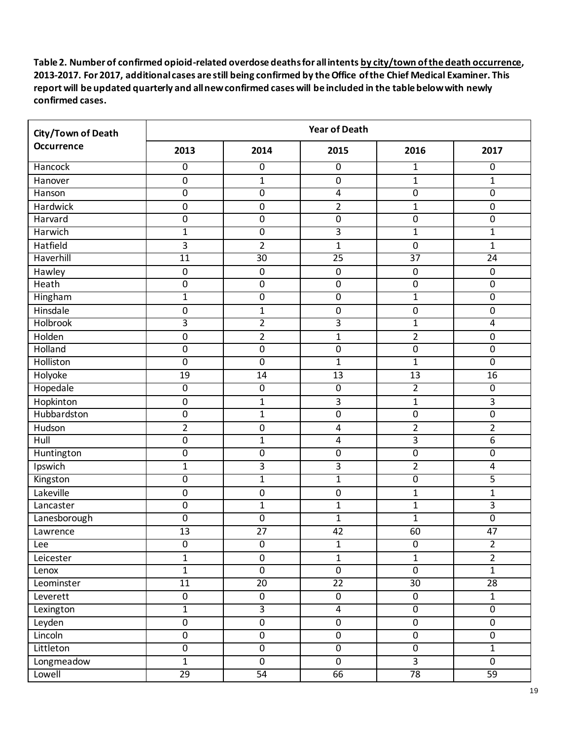**Table 2. Number of confirmed opioid-related overdose deaths for all intents by city/town of the death occurrence, 2013-2017. For 2017, additional cases are still being confirmed by the Office of the Chief Medical Examiner. This report will be updated quarterly and all new confirmed cases will be included in the table below with newly confirmed cases.**

| City/Town of Death Occurrence | Year of Death | | | | |
|---|---|---|---|---|---|
| | 2013 | 2014 | 2015 | 2016 | 2017 |
| Hancock | 0 | 0 | 0 | 1 | 0 |
| Hanover | 0 | 1 | 0 | 1 | 1 |
| Hanson | 0 | 0 | 4 | 0 | 0 |
| Hardwick | 0 | 0 | 2 | 1 | 0 |
| Harvard | 0 | 0 | 0 | 0 | 0 |
| Harwich | 1 | 0 | 3 | 1 | 1 |
| Hatfield | 3 | 2 | 1 | 0 | 1 |
| Haverhill | 11 | 30 | 25 | 37 | 24 |
| Hawley | 0 | 0 | 0 | 0 | 0 |
| Heath | 0 | 0 | 0 | 0 | 0 |
| Hingham | 1 | 0 | 0 | 1 | 0 |
| Hinsdale | 0 | 1 | 0 | 0 | 0 |
| Holbrook | 3 | 2 | 3 | 1 | 4 |
| Holden | 0 | 2 | 1 | 2 | 0 |
| Holland | 0 | 0 | 0 | 0 | 0 |
| Holliston | 0 | 0 | 1 | 1 | 0 |
| Holyoke | 19 | 14 | 13 | 13 | 16 |
| Hopedale | 0 | 0 | 0 | 2 | 0 |
| Hopkinton | 0 | 1 | 3 | 1 | 3 |
| Hubbardston | 0 | 1 | 0 | 0 | 0 |
| Hudson | 2 | 0 | 4 | 2 | 2 |
| Hull | 0 | 1 | 4 | 3 | 6 |
| Huntington | 0 | 0 | 0 | 0 | 0 |
| Ipswich | 1 | 3 | 3 | 2 | 4 |
| Kingston | 0 | 1 | 1 | 0 | 5 |
| Lakeville | 0 | 0 | 0 | 1 | 1 |
| Lancaster | 0 | 1 | 1 | 1 | 3 |
| Lanesborough | 0 | 0 | 1 | 1 | 0 |
| Lawrence | 13 | 27 | 42 | 60 | 47 |
| Lee | 0 | 0 | 1 | 0 | 2 |
| Leicester | 1 | 0 | 1 | 1 | 2 |
| Lenox | 1 | 0 | 0 | 0 | 1 |
| Leominster | 11 | 20 | 22 | 30 | 28 |
| Leverett | 0 | 0 | 0 | 0 | 1 |
| Lexington | 1 | 3 | 4 | 0 | 0 |
| Leyden | 0 | 0 | 0 | 0 | 0 |
| Lincoln | 0 | 0 | 0 | 0 | 0 |
| Littleton | 0 | 0 | 0 | 0 | 1 |
| Longmeadow | 1 | 0 | 0 | 3 | 0 |
| Lowell | 29 | 54 | 66 | 78 | 59 |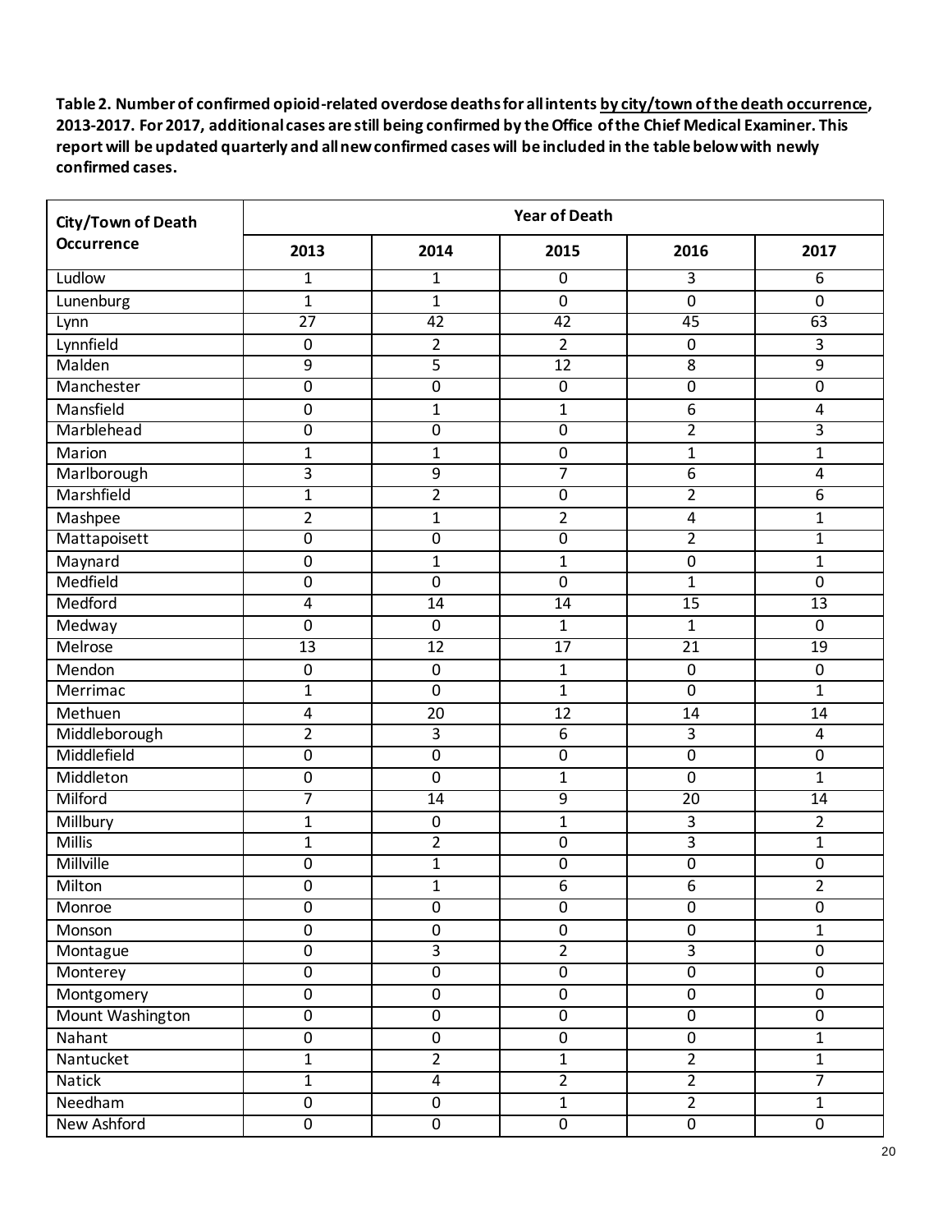**Table 2. Number of confirmed opioid-related overdose deaths for all intents by city/town of the death occurrence, 2013-2017. For 2017, additional cases are still being confirmed by the Office of the Chief Medical Examiner. This report will be updated quarterly and all new confirmed cases will be included in the table below with newly confirmed cases.**

| City/Town of Death Occurrence | Year of Death | | | | |
|---|---|---|---|---|---|
| | 2013 | 2014 | 2015 | 2016 | 2017 |
| Ludlow | 1 | 1 | 0 | 3 | 6 |
| Lunenburg | 1 | 1 | 0 | 0 | 0 |
| Lynn | 27 | 42 | 42 | 45 | 63 |
| Lynnfield | 0 | 2 | 2 | 0 | 3 |
| Malden | 9 | 5 | 12 | 8 | 9 |
| Manchester | 0 | 0 | 0 | 0 | 0 |
| Mansfield | 0 | 1 | 1 | 6 | 4 |
| Marblehead | 0 | 0 | 0 | 2 | 3 |
| Marion | 1 | 1 | 0 | 1 | 1 |
| Marlborough | 3 | 9 | 7 | 6 | 4 |
| Marshfield | 1 | 2 | 0 | 2 | 6 |
| Mashpee | 2 | 1 | 2 | 4 | 1 |
| Mattapoisett | 0 | 0 | 0 | 2 | 1 |
| Maynard | 0 | 1 | 1 | 0 | 1 |
| Medfield | 0 | 0 | 0 | 1 | 0 |
| Medford | 4 | 14 | 14 | 15 | 13 |
| Medway | 0 | 0 | 1 | 1 | 0 |
| Melrose | 13 | 12 | 17 | 21 | 19 |
| Mendon | 0 | 0 | 1 | 0 | 0 |
| Merrimac | 1 | 0 | 1 | 0 | 1 |
| Methuen | 4 | 20 | 12 | 14 | 14 |
| Middleborough | 2 | 3 | 6 | 3 | 4 |
| Middlefield | 0 | 0 | 0 | 0 | 0 |
| Middleton | 0 | 0 | 1 | 0 | 1 |
| Milford | 7 | 14 | 9 | 20 | 14 |
| Millbury | 1 | 0 | 1 | 3 | 2 |
| Millis | 1 | 2 | 0 | 3 | 1 |
| Millville | 0 | 1 | 0 | 0 | 0 |
| Milton | 0 | 1 | 6 | 6 | 2 |
| Monroe | 0 | 0 | 0 | 0 | 0 |
| Monson | 0 | 0 | 0 | 0 | 1 |
| Montague | 0 | 3 | 2 | 3 | 0 |
| Monterey | 0 | 0 | 0 | 0 | 0 |
| Montgomery | 0 | 0 | 0 | 0 | 0 |
| Mount Washington | 0 | 0 | 0 | 0 | 0 |
| Nahant | 0 | 0 | 0 | 0 | 1 |
| Nantucket | 1 | 2 | 1 | 2 | 1 |
| Natick | 1 | 4 | 2 | 2 | 7 |
| Needham | 0 | 0 | 1 | 2 | 1 |
| New Ashford | 0 | 0 | 0 | 0 | 0 |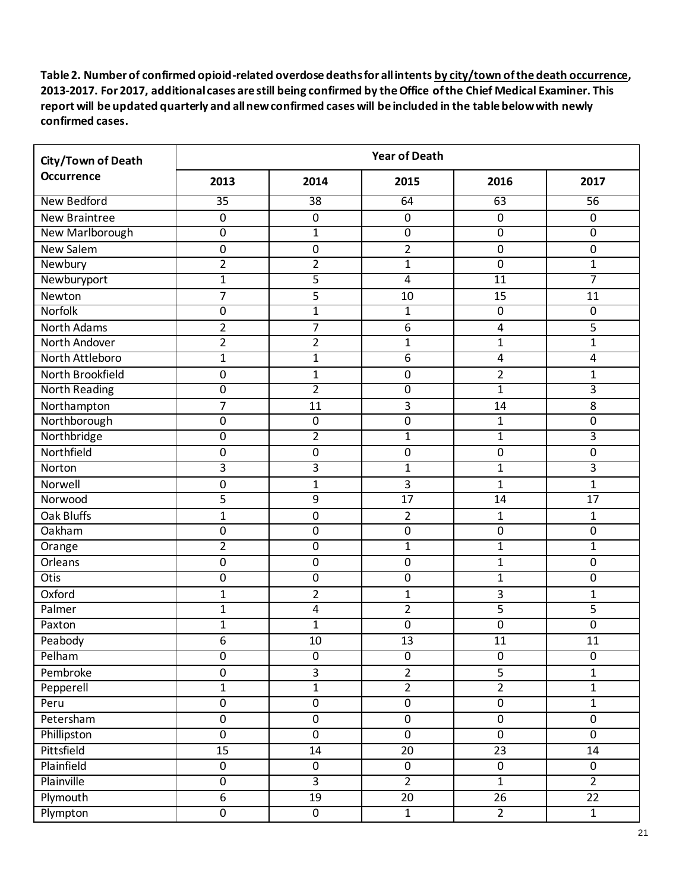**Table 2. Number of confirmed opioid-related overdose deaths for all intents by city/town of the death occurrence, 2013-2017. For 2017, additional cases are still being confirmed by the Office of the Chief Medical Examiner. This report will be updated quarterly and all new confirmed cases will be included in the table below with newly confirmed cases.**

| City/Town of Death Occurrence | Year of Death | | | | |
|---|---|---|---|---|---|
| | 2013 | 2014 | 2015 | 2016 | 2017 |
| New Bedford | 35 | 38 | 64 | 63 | 56 |
| New Braintree | 0 | 0 | 0 | 0 | 0 |
| New Marlborough | 0 | 1 | 0 | 0 | 0 |
| New Salem | 0 | 0 | 2 | 0 | 0 |
| Newbury | 2 | 2 | 1 | 0 | 1 |
| Newburyport | 1 | 5 | 4 | 11 | 7 |
| Newton | 7 | 5 | 10 | 15 | 11 |
| Norfolk | 0 | 1 | 1 | 0 | 0 |
| North Adams | 2 | 7 | 6 | 4 | 5 |
| North Andover | 2 | 2 | 1 | 1 | 1 |
| North Attleboro | 1 | 1 | 6 | 4 | 4 |
| North Brookfield | 0 | 1 | 0 | 2 | 1 |
| North Reading | 0 | 2 | 0 | 1 | 3 |
| Northampton | 7 | 11 | 3 | 14 | 8 |
| Northborough | 0 | 0 | 0 | 1 | 0 |
| Northbridge | 0 | 2 | 1 | 1 | 3 |
| Northfield | 0 | 0 | 0 | 0 | 0 |
| Norton | 3 | 3 | 1 | 1 | 3 |
| Norwell | 0 | 1 | 3 | 1 | 1 |
| Norwood | 5 | 9 | 17 | 14 | 17 |
| Oak Bluffs | 1 | 0 | 2 | 1 | 1 |
| Oakham | 0 | 0 | 0 | 0 | 0 |
| Orange | 2 | 0 | 1 | 1 | 1 |
| Orleans | 0 | 0 | 0 | 1 | 0 |
| Otis | 0 | 0 | 0 | 1 | 0 |
| Oxford | 1 | 2 | 1 | 3 | 1 |
| Palmer | 1 | 4 | 2 | 5 | 5 |
| Paxton | 1 | 1 | 0 | 0 | 0 |
| Peabody | 6 | 10 | 13 | 11 | 11 |
| Pelham | 0 | 0 | 0 | 0 | 0 |
| Pembroke | 0 | 3 | 2 | 5 | 1 |
| Pepperell | 1 | 1 | 2 | 2 | 1 |
| Peru | 0 | 0 | 0 | 0 | 1 |
| Petersham | 0 | 0 | 0 | 0 | 0 |
| Phillipston | 0 | 0 | 0 | 0 | 0 |
| Pittsfield | 15 | 14 | 20 | 23 | 14 |
| Plainfield | 0 | 0 | 0 | 0 | 0 |
| Plainville | 0 | 3 | 2 | 1 | 2 |
| Plymouth | 6 | 19 | 20 | 26 | 22 |
| Plympton | 0 | 0 | 1 | 2 | 1 |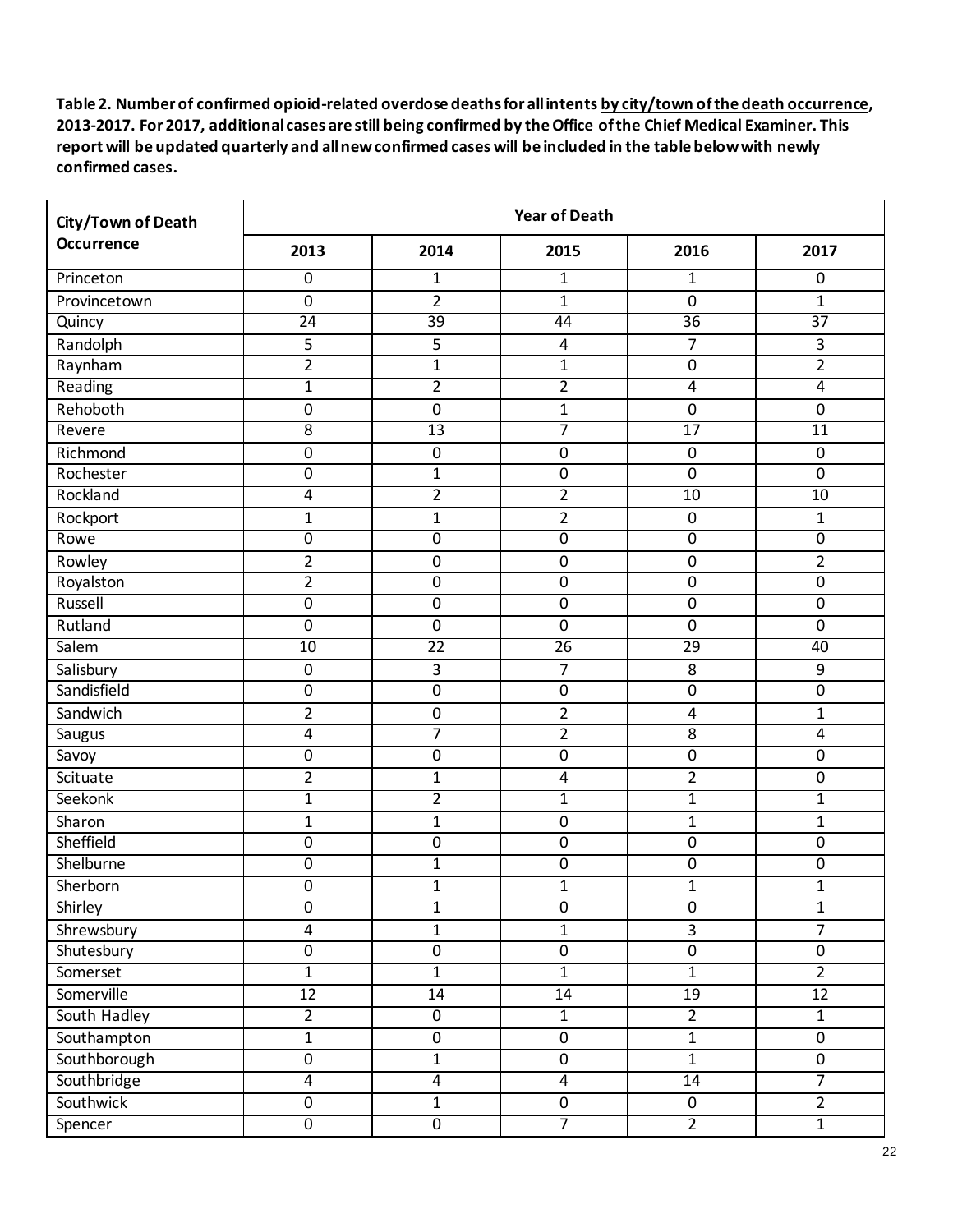**Table 2. Number of confirmed opioid-related overdose deaths for all intents by city/town of the death occurrence, 2013-2017. For 2017, additional cases are still being confirmed by the Office of the Chief Medical Examiner. This report will be updated quarterly and all new confirmed cases will be included in the table below with newly confirmed cases.**

| City/Town of Death Occurrence | Year of Death | | | | |
|---|---|---|---|---|---|
| | 2013 | 2014 | 2015 | 2016 | 2017 |
| Princeton | 0 | 1 | 1 | 1 | 0 |
| Provincetown | 0 | 2 | 1 | 0 | 1 |
| Quincy | 24 | 39 | 44 | 36 | 37 |
| Randolph | 5 | 5 | 4 | 7 | 3 |
| Raynham | 2 | 1 | 1 | 0 | 2 |
| Reading | 1 | 2 | 2 | 4 | 4 |
| Rehoboth | 0 | 0 | 1 | 0 | 0 |
| Revere | 8 | 13 | 7 | 17 | 11 |
| Richmond | 0 | 0 | 0 | 0 | 0 |
| Rochester | 0 | 1 | 0 | 0 | 0 |
| Rockland | 4 | 2 | 2 | 10 | 10 |
| Rockport | 1 | 1 | 2 | 0 | 1 |
| Rowe | 0 | 0 | 0 | 0 | 0 |
| Rowley | 2 | 0 | 0 | 0 | 2 |
| Royalston | 2 | 0 | 0 | 0 | 0 |
| Russell | 0 | 0 | 0 | 0 | 0 |
| Rutland | 0 | 0 | 0 | 0 | 0 |
| Salem | 10 | 22 | 26 | 29 | 40 |
| Salisbury | 0 | 3 | 7 | 8 | 9 |
| Sandisfield | 0 | 0 | 0 | 0 | 0 |
| Sandwich | 2 | 0 | 2 | 4 | 1 |
| Saugus | 4 | 7 | 2 | 8 | 4 |
| Savoy | 0 | 0 | 0 | 0 | 0 |
| Scituate | 2 | 1 | 4 | 2 | 0 |
| Seekonk | 1 | 2 | 1 | 1 | 1 |
| Sharon | 1 | 1 | 0 | 1 | 1 |
| Sheffield | 0 | 0 | 0 | 0 | 0 |
| Shelburne | 0 | 1 | 0 | 0 | 0 |
| Sherborn | 0 | 1 | 1 | 1 | 1 |
| Shirley | 0 | 1 | 0 | 0 | 1 |
| Shrewsbury | 4 | 1 | 1 | 3 | 7 |
| Shutesbury | 0 | 0 | 0 | 0 | 0 |
| Somerset | 1 | 1 | 1 | 1 | 2 |
| Somerville | 12 | 14 | 14 | 19 | 12 |
| South Hadley | 2 | 0 | 1 | 2 | 1 |
| Southampton | 1 | 0 | 0 | 1 | 0 |
| Southborough | 0 | 1 | 0 | 1 | 0 |
| Southbridge | 4 | 4 | 4 | 14 | 7 |
| Southwick | 0 | 1 | 0 | 0 | 2 |
| Spencer | 0 | 0 | 7 | 2 | 1 |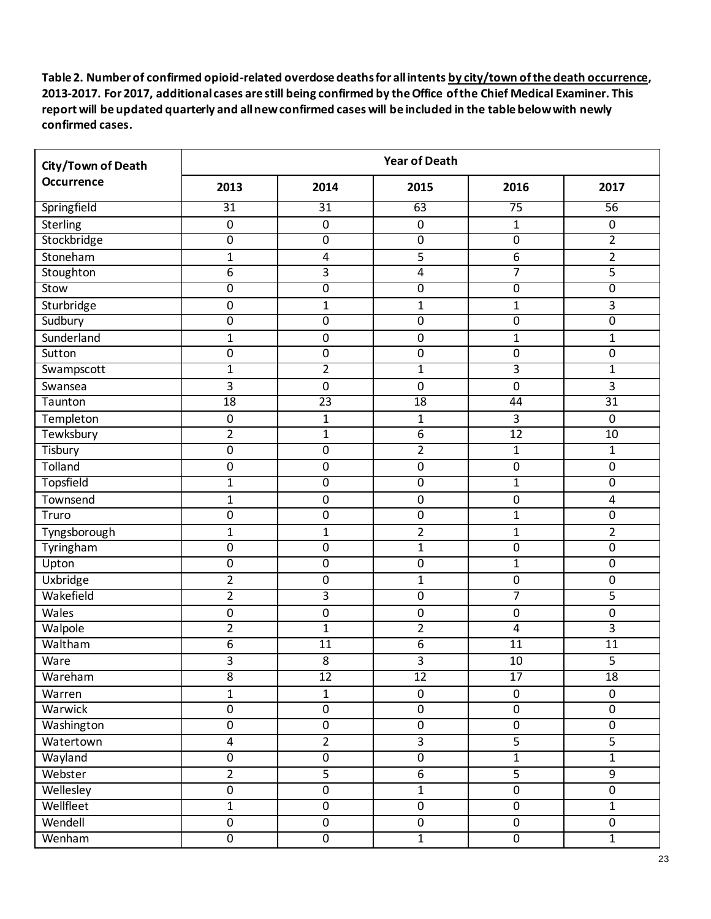**Table 2. Number of confirmed opioid-related overdose deaths for all intents by city/town of the death occurrence, 2013-2017. For 2017, additional cases are still being confirmed by the Office of the Chief Medical Examiner. This report will be updated quarterly and all new confirmed cases will be included in the table below with newly confirmed cases.**

| City/Town of Death Occurrence | Year of Death | | | | |
|---|---|---|---|---|---|
| | 2013 | 2014 | 2015 | 2016 | 2017 |
| Springfield | 31 | 31 | 63 | 75 | 56 |
| Sterling | 0 | 0 | 0 | 1 | 0 |
| Stockbridge | 0 | 0 | 0 | 0 | 2 |
| Stoneham | 1 | 4 | 5 | 6 | 2 |
| Stoughton | 6 | 3 | 4 | 7 | 5 |
| Stow | 0 | 0 | 0 | 0 | 0 |
| Sturbridge | 0 | 1 | 1 | 1 | 3 |
| Sudbury | 0 | 0 | 0 | 0 | 0 |
| Sunderland | 1 | 0 | 0 | 1 | 1 |
| Sutton | 0 | 0 | 0 | 0 | 0 |
| Swampscott | 1 | 2 | 1 | 3 | 1 |
| Swansea | 3 | 0 | 0 | 0 | 3 |
| Taunton | 18 | 23 | 18 | 44 | 31 |
| Templeton | 0 | 1 | 1 | 3 | 0 |
| Tewksbury | 2 | 1 | 6 | 12 | 10 |
| Tisbury | 0 | 0 | 2 | 1 | 1 |
| Tolland | 0 | 0 | 0 | 0 | 0 |
| Topsfield | 1 | 0 | 0 | 1 | 0 |
| Townsend | 1 | 0 | 0 | 0 | 4 |
| Truro | 0 | 0 | 0 | 1 | 0 |
| Tyngsborough | 1 | 1 | 2 | 1 | 2 |
| Tyringham | 0 | 0 | 1 | 0 | 0 |
| Upton | 0 | 0 | 0 | 1 | 0 |
| Uxbridge | 2 | 0 | 1 | 0 | 0 |
| Wakefield | 2 | 3 | 0 | 7 | 5 |
| Wales | 0 | 0 | 0 | 0 | 0 |
| Walpole | 2 | 1 | 2 | 4 | 3 |
| Waltham | 6 | 11 | 6 | 11 | 11 |
| Ware | 3 | 8 | 3 | 10 | 5 |
| Wareham | 8 | 12 | 12 | 17 | 18 |
| Warren | 1 | 1 | 0 | 0 | 0 |
| Warwick | 0 | 0 | 0 | 0 | 0 |
| Washington | 0 | 0 | 0 | 0 | 0 |
| Watertown | 4 | 2 | 3 | 5 | 5 |
| Wayland | 0 | 0 | 0 | 1 | 1 |
| Webster | 2 | 5 | 6 | 5 | 9 |
| Wellesley | 0 | 0 | 1 | 0 | 0 |
| Wellfleet | 1 | 0 | 0 | 0 | 1 |
| Wendell | 0 | 0 | 0 | 0 | 0 |
| Wenham | 0 | 0 | 1 | 0 | 1 |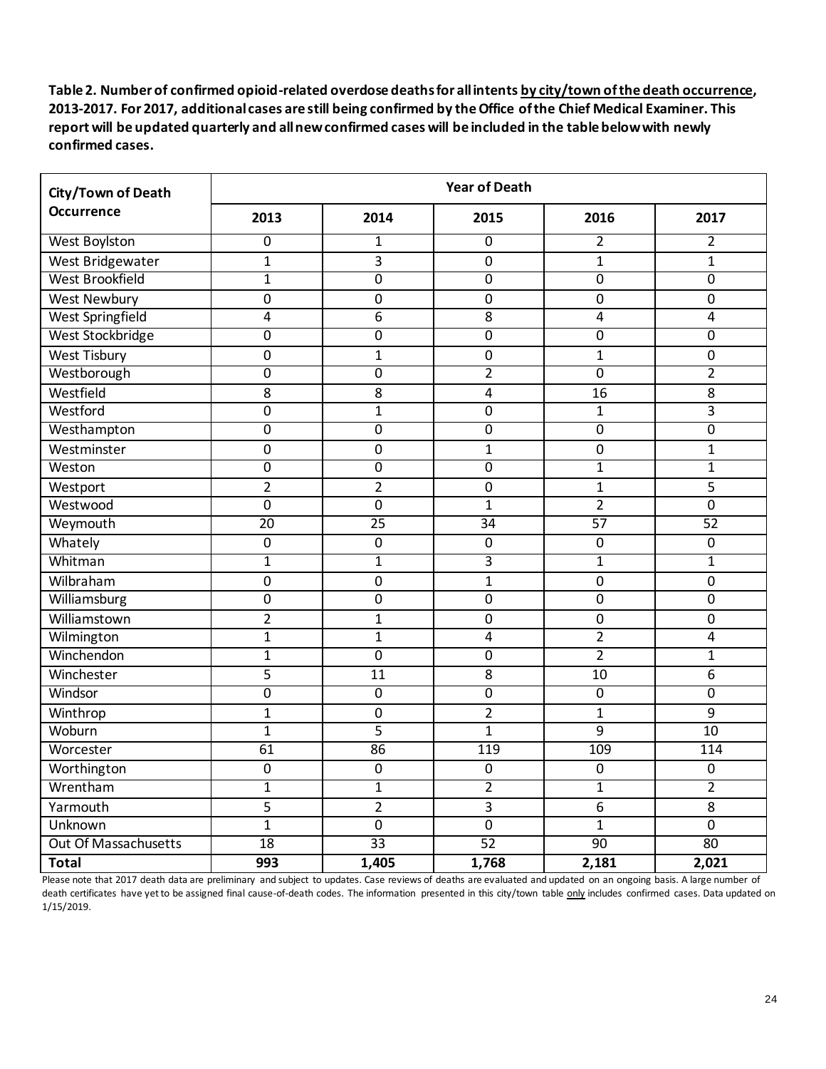**Table 2. Number of confirmed opioid-related overdose deaths for all intents by city/town of the death occurrence, 2013-2017. For 2017, additional cases are still being confirmed by the Office of the Chief Medical Examiner. This report will be updated quarterly and all new confirmed cases will be included in the table below with newly confirmed cases.**

| City/Town of Death Occurrence | Year of Death | | | | |
|---|---|---|---|---|---|
| | 2013 | 2014 | 2015 | 2016 | 2017 |
| West Boylston | 0 | 1 | 0 | 2 | 2 |
| West Bridgewater | 1 | 3 | 0 | 1 | 1 |
| West Brookfield | 1 | 0 | 0 | 0 | 0 |
| West Newbury | 0 | 0 | 0 | 0 | 0 |
| West Springfield | 4 | 6 | 8 | 4 | 4 |
| West Stockbridge | 0 | 0 | 0 | 0 | 0 |
| West Tisbury | 0 | 1 | 0 | 1 | 0 |
| Westborough | 0 | 0 | 2 | 0 | 2 |
| Westfield | 8 | 8 | 4 | 16 | 8 |
| Westford | 0 | 1 | 0 | 1 | 3 |
| Westhampton | 0 | 0 | 0 | 0 | 0 |
| Westminster | 0 | 0 | 1 | 0 | 1 |
| Weston | 0 | 0 | 0 | 1 | 1 |
| Westport | 2 | 2 | 0 | 1 | 5 |
| Westwood | 0 | 0 | 1 | 2 | 0 |
| Weymouth | 20 | 25 | 34 | 57 | 52 |
| Whately | 0 | 0 | 0 | 0 | 0 |
| Whitman | 1 | 1 | 3 | 1 | 1 |
| Wilbraham | 0 | 0 | 1 | 0 | 0 |
| Williamsburg | 0 | 0 | 0 | 0 | 0 |
| Williamstown | 2 | 1 | 0 | 0 | 0 |
| Wilmington | 1 | 1 | 4 | 2 | 4 |
| Winchendon | 1 | 0 | 0 | 2 | 1 |
| Winchester | 5 | 11 | 8 | 10 | 6 |
| Windsor | 0 | 0 | 0 | 0 | 0 |
| Winthrop | 1 | 0 | 2 | 1 | 9 |
| Woburn | 1 | 5 | 1 | 9 | 10 |
| Worcester | 61 | 86 | 119 | 109 | 114 |
| Worthington | 0 | 0 | 0 | 0 | 0 |
| Wrentham | 1 | 1 | 2 | 1 | 2 |
| Yarmouth | 5 | 2 | 3 | 6 | 8 |
| Unknown | 1 | 0 | 0 | 1 | 0 |
| Out Of Massachusetts | 18 | 33 | 52 | 90 | 80 |
| **Total** | **993** | **1,405** | **1,768** | **2,181** | **2,021** |

Please note that 2017 death data are preliminary and subject to updates. Case reviews of deaths are evaluated and updated on an ongoing basis. A large number of death certificates have yet to be assigned final cause-of-death codes. The information presented in this city/town table only includes confirmed cases. Data updated on 1/15/2019.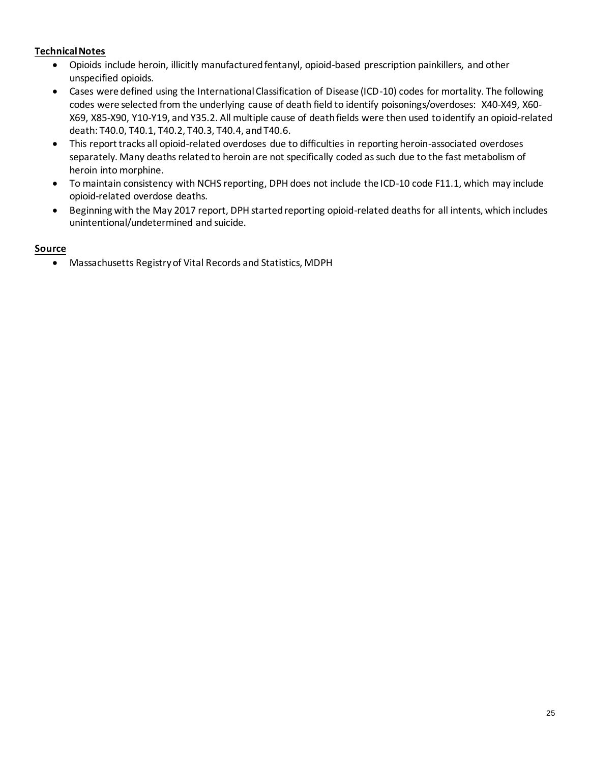**Technical Notes**

- Opioids include heroin, illicitly manufactured fentanyl, opioid-based prescription painkillers, and other unspecified opioids.
- Cases were defined using the International Classification of Disease (ICD-10) codes for mortality. The following codes were selected from the underlying cause of death field to identify poisonings/overdoses: X40-X49, X60-X69, X85-X90, Y10-Y19, and Y35.2. All multiple cause of death fields were then used to identify an opioid-related death: T40.0, T40.1, T40.2, T40.3, T40.4, and T40.6.
- This report tracks all opioid-related overdoses due to difficulties in reporting heroin-associated overdoses separately. Many deaths related to heroin are not specifically coded as such due to the fast metabolism of heroin into morphine.
- To maintain consistency with NCHS reporting, DPH does not include the ICD-10 code F11.1, which may include opioid-related overdose deaths.
- Beginning with the May 2017 report, DPH started reporting opioid-related deaths for all intents, which includes unintentional/undetermined and suicide.

**Source**

- Massachusetts Registry of Vital Records and Statistics, MDPH